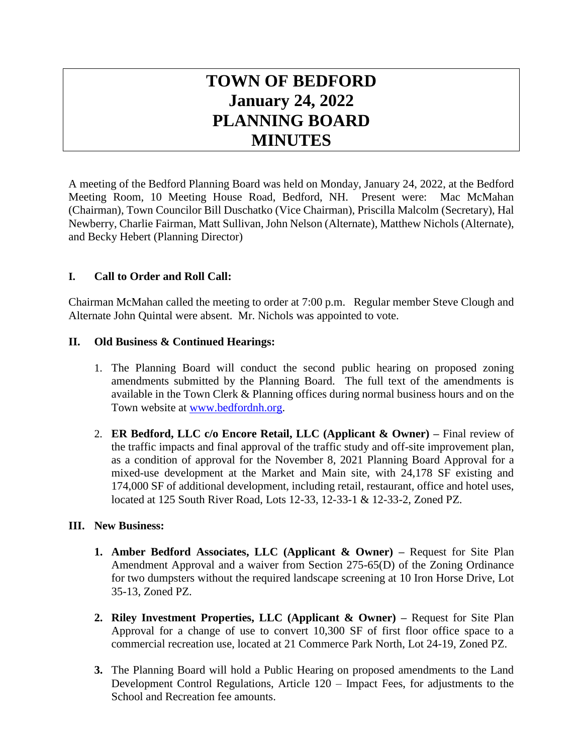# TOWN OF BEDFORD
# January 24, 2022
# PLANNING BOARD
# MINUTES

A meeting of the Bedford Planning Board was held on Monday, January 24, 2022, at the Bedford Meeting Room, 10 Meeting House Road, Bedford, NH. Present were: Mac McMahan (Chairman), Town Councilor Bill Duschatko (Vice Chairman), Priscilla Malcolm (Secretary), Hal Newberry, Charlie Fairman, Matt Sullivan, John Nelson (Alternate), Matthew Nichols (Alternate), and Becky Hebert (Planning Director)

## I. Call to Order and Roll Call:

Chairman McMahan called the meeting to order at 7:00 p.m. Regular member Steve Clough and Alternate John Quintal were absent. Mr. Nichols was appointed to vote.

## II. Old Business & Continued Hearings:

1. The Planning Board will conduct the second public hearing on proposed zoning amendments submitted by the Planning Board. The full text of the amendments is available in the Town Clerk & Planning offices during normal business hours and on the Town website at www.bedfordnh.org.

2. **ER Bedford, LLC c/o Encore Retail, LLC (Applicant & Owner) –** Final review of the traffic impacts and final approval of the traffic study and off-site improvement plan, as a condition of approval for the November 8, 2021 Planning Board Approval for a mixed-use development at the Market and Main site, with 24,178 SF existing and 174,000 SF of additional development, including retail, restaurant, office and hotel uses, located at 125 South River Road, Lots 12-33, 12-33-1 & 12-33-2, Zoned PZ.

## III. New Business:

1. **Amber Bedford Associates, LLC (Applicant & Owner) –** Request for Site Plan Amendment Approval and a waiver from Section 275-65(D) of the Zoning Ordinance for two dumpsters without the required landscape screening at 10 Iron Horse Drive, Lot 35-13, Zoned PZ.

2. **Riley Investment Properties, LLC (Applicant & Owner) –** Request for Site Plan Approval for a change of use to convert 10,300 SF of first floor office space to a commercial recreation use, located at 21 Commerce Park North, Lot 24-19, Zoned PZ.

3. The Planning Board will hold a Public Hearing on proposed amendments to the Land Development Control Regulations, Article 120 – Impact Fees, for adjustments to the School and Recreation fee amounts.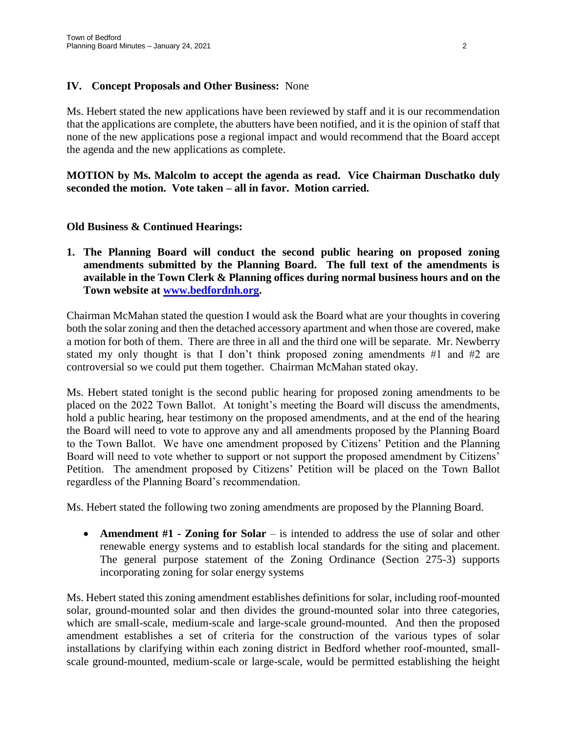## IV. Concept Proposals and Other Business: None

Ms. Hebert stated the new applications have been reviewed by staff and it is our recommendation that the applications are complete, the abutters have been notified, and it is the opinion of staff that none of the new applications pose a regional impact and would recommend that the Board accept the agenda and the new applications as complete.

**MOTION by Ms. Malcolm to accept the agenda as read. Vice Chairman Duschatko duly seconded the motion. Vote taken – all in favor. Motion carried.**

### Old Business & Continued Hearings:

**1. The Planning Board will conduct the second public hearing on proposed zoning amendments submitted by the Planning Board. The full text of the amendments is available in the Town Clerk & Planning offices during normal business hours and on the Town website at [www.bedfordnh.org](www.bedfordnh.org).**

Chairman McMahan stated the question I would ask the Board what are your thoughts in covering both the solar zoning and then the detached accessory apartment and when those are covered, make a motion for both of them. There are three in all and the third one will be separate. Mr. Newberry stated my only thought is that I don't think proposed zoning amendments #1 and #2 are controversial so we could put them together. Chairman McMahan stated okay.

Ms. Hebert stated tonight is the second public hearing for proposed zoning amendments to be placed on the 2022 Town Ballot. At tonight's meeting the Board will discuss the amendments, hold a public hearing, hear testimony on the proposed amendments, and at the end of the hearing the Board will need to vote to approve any and all amendments proposed by the Planning Board to the Town Ballot. We have one amendment proposed by Citizens' Petition and the Planning Board will need to vote whether to support or not support the proposed amendment by Citizens' Petition. The amendment proposed by Citizens' Petition will be placed on the Town Ballot regardless of the Planning Board's recommendation.

Ms. Hebert stated the following two zoning amendments are proposed by the Planning Board.

- **Amendment #1 - Zoning for Solar** – is intended to address the use of solar and other renewable energy systems and to establish local standards for the siting and placement. The general purpose statement of the Zoning Ordinance (Section 275-3) supports incorporating zoning for solar energy systems

Ms. Hebert stated this zoning amendment establishes definitions for solar, including roof-mounted solar, ground-mounted solar and then divides the ground-mounted solar into three categories, which are small-scale, medium-scale and large-scale ground-mounted. And then the proposed amendment establishes a set of criteria for the construction of the various types of solar installations by clarifying within each zoning district in Bedford whether roof-mounted, small-scale ground-mounted, medium-scale or large-scale, would be permitted establishing the height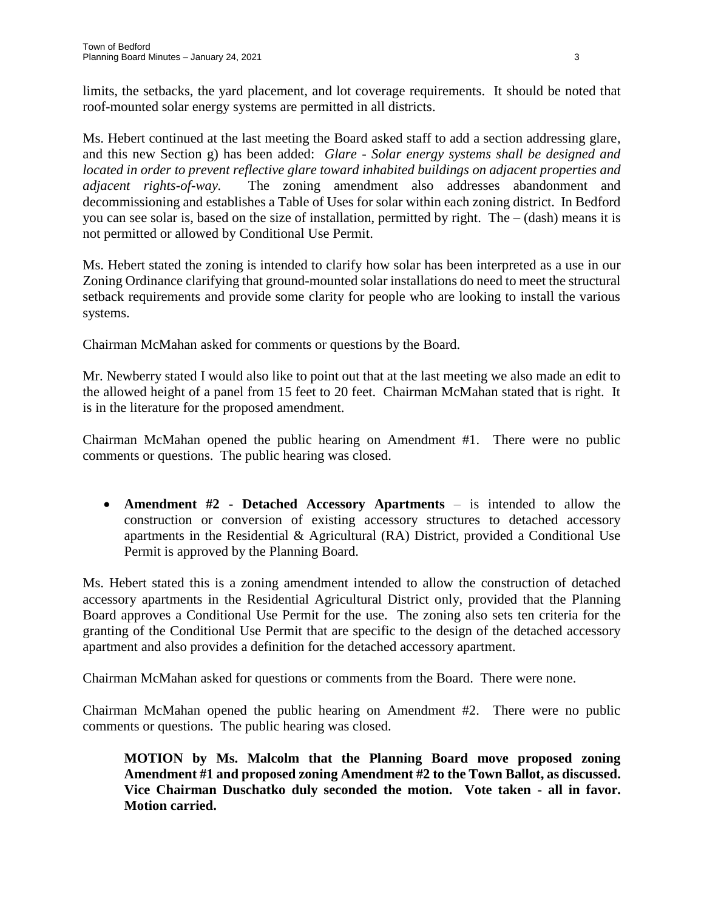limits, the setbacks, the yard placement, and lot coverage requirements. It should be noted that roof-mounted solar energy systems are permitted in all districts.

Ms. Hebert continued at the last meeting the Board asked staff to add a section addressing glare, and this new Section g) has been added: *Glare - Solar energy systems shall be designed and located in order to prevent reflective glare toward inhabited buildings on adjacent properties and adjacent rights-of-way.* The zoning amendment also addresses abandonment and decommissioning and establishes a Table of Uses for solar within each zoning district. In Bedford you can see solar is, based on the size of installation, permitted by right. The – (dash) means it is not permitted or allowed by Conditional Use Permit.

Ms. Hebert stated the zoning is intended to clarify how solar has been interpreted as a use in our Zoning Ordinance clarifying that ground-mounted solar installations do need to meet the structural setback requirements and provide some clarity for people who are looking to install the various systems.

Chairman McMahan asked for comments or questions by the Board.

Mr. Newberry stated I would also like to point out that at the last meeting we also made an edit to the allowed height of a panel from 15 feet to 20 feet. Chairman McMahan stated that is right. It is in the literature for the proposed amendment.

Chairman McMahan opened the public hearing on Amendment #1. There were no public comments or questions. The public hearing was closed.

- **Amendment #2 - Detached Accessory Apartments** – is intended to allow the construction or conversion of existing accessory structures to detached accessory apartments in the Residential & Agricultural (RA) District, provided a Conditional Use Permit is approved by the Planning Board.

Ms. Hebert stated this is a zoning amendment intended to allow the construction of detached accessory apartments in the Residential Agricultural District only, provided that the Planning Board approves a Conditional Use Permit for the use. The zoning also sets ten criteria for the granting of the Conditional Use Permit that are specific to the design of the detached accessory apartment and also provides a definition for the detached accessory apartment.

Chairman McMahan asked for questions or comments from the Board. There were none.

Chairman McMahan opened the public hearing on Amendment #2. There were no public comments or questions. The public hearing was closed.

**MOTION by Ms. Malcolm that the Planning Board move proposed zoning Amendment #1 and proposed zoning Amendment #2 to the Town Ballot, as discussed. Vice Chairman Duschatko duly seconded the motion. Vote taken - all in favor. Motion carried.**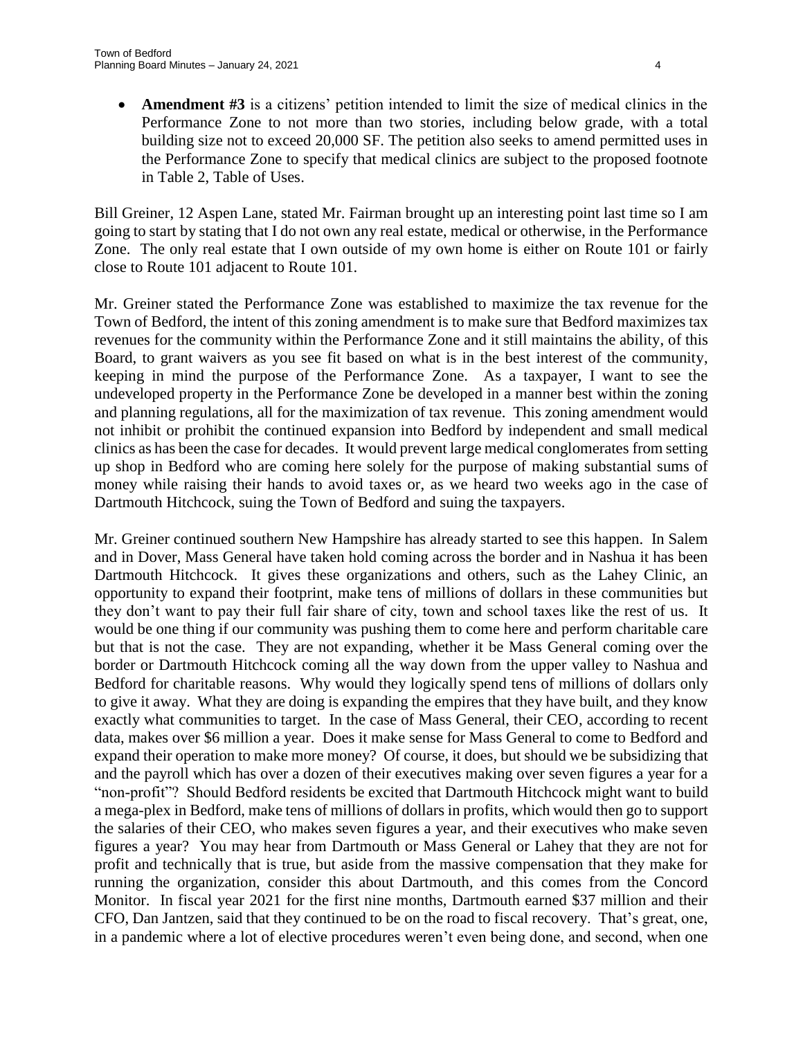- **Amendment #3** is a citizens' petition intended to limit the size of medical clinics in the Performance Zone to not more than two stories, including below grade, with a total building size not to exceed 20,000 SF. The petition also seeks to amend permitted uses in the Performance Zone to specify that medical clinics are subject to the proposed footnote in Table 2, Table of Uses.

Bill Greiner, 12 Aspen Lane, stated Mr. Fairman brought up an interesting point last time so I am going to start by stating that I do not own any real estate, medical or otherwise, in the Performance Zone. The only real estate that I own outside of my own home is either on Route 101 or fairly close to Route 101 adjacent to Route 101.

Mr. Greiner stated the Performance Zone was established to maximize the tax revenue for the Town of Bedford, the intent of this zoning amendment is to make sure that Bedford maximizes tax revenues for the community within the Performance Zone and it still maintains the ability, of this Board, to grant waivers as you see fit based on what is in the best interest of the community, keeping in mind the purpose of the Performance Zone. As a taxpayer, I want to see the undeveloped property in the Performance Zone be developed in a manner best within the zoning and planning regulations, all for the maximization of tax revenue. This zoning amendment would not inhibit or prohibit the continued expansion into Bedford by independent and small medical clinics as has been the case for decades. It would prevent large medical conglomerates from setting up shop in Bedford who are coming here solely for the purpose of making substantial sums of money while raising their hands to avoid taxes or, as we heard two weeks ago in the case of Dartmouth Hitchcock, suing the Town of Bedford and suing the taxpayers.

Mr. Greiner continued southern New Hampshire has already started to see this happen. In Salem and in Dover, Mass General have taken hold coming across the border and in Nashua it has been Dartmouth Hitchcock. It gives these organizations and others, such as the Lahey Clinic, an opportunity to expand their footprint, make tens of millions of dollars in these communities but they don't want to pay their full fair share of city, town and school taxes like the rest of us. It would be one thing if our community was pushing them to come here and perform charitable care but that is not the case. They are not expanding, whether it be Mass General coming over the border or Dartmouth Hitchcock coming all the way down from the upper valley to Nashua and Bedford for charitable reasons. Why would they logically spend tens of millions of dollars only to give it away. What they are doing is expanding the empires that they have built, and they know exactly what communities to target. In the case of Mass General, their CEO, according to recent data, makes over $6 million a year. Does it make sense for Mass General to come to Bedford and expand their operation to make more money? Of course, it does, but should we be subsidizing that and the payroll which has over a dozen of their executives making over seven figures a year for a "non-profit"? Should Bedford residents be excited that Dartmouth Hitchcock might want to build a mega-plex in Bedford, make tens of millions of dollars in profits, which would then go to support the salaries of their CEO, who makes seven figures a year, and their executives who make seven figures a year? You may hear from Dartmouth or Mass General or Lahey that they are not for profit and technically that is true, but aside from the massive compensation that they make for running the organization, consider this about Dartmouth, and this comes from the Concord Monitor. In fiscal year 2021 for the first nine months, Dartmouth earned $37 million and their CFO, Dan Jantzen, said that they continued to be on the road to fiscal recovery. That's great, one, in a pandemic where a lot of elective procedures weren't even being done, and second, when one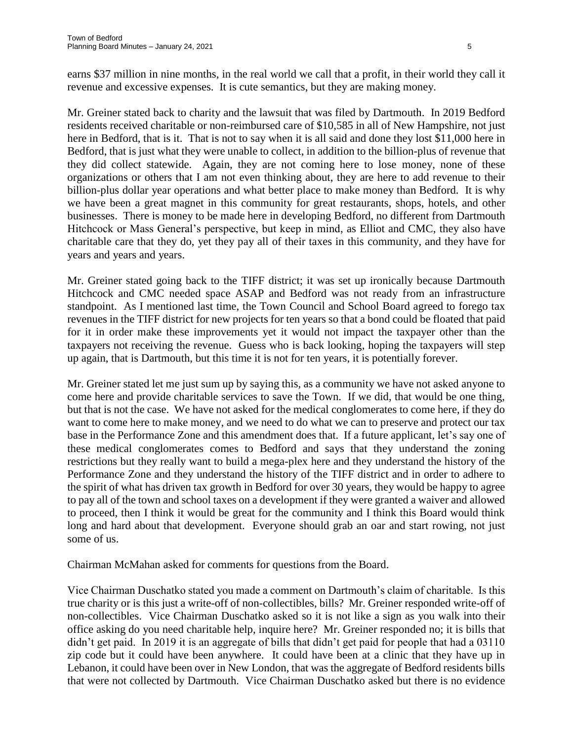earns $37 million in nine months, in the real world we call that a profit, in their world they call it revenue and excessive expenses. It is cute semantics, but they are making money.

Mr. Greiner stated back to charity and the lawsuit that was filed by Dartmouth. In 2019 Bedford residents received charitable or non-reimbursed care of $10,585 in all of New Hampshire, not just here in Bedford, that is it. That is not to say when it is all said and done they lost $11,000 here in Bedford, that is just what they were unable to collect, in addition to the billion-plus of revenue that they did collect statewide. Again, they are not coming here to lose money, none of these organizations or others that I am not even thinking about, they are here to add revenue to their billion-plus dollar year operations and what better place to make money than Bedford. It is why we have been a great magnet in this community for great restaurants, shops, hotels, and other businesses. There is money to be made here in developing Bedford, no different from Dartmouth Hitchcock or Mass General's perspective, but keep in mind, as Elliot and CMC, they also have charitable care that they do, yet they pay all of their taxes in this community, and they have for years and years and years.

Mr. Greiner stated going back to the TIFF district; it was set up ironically because Dartmouth Hitchcock and CMC needed space ASAP and Bedford was not ready from an infrastructure standpoint. As I mentioned last time, the Town Council and School Board agreed to forego tax revenues in the TIFF district for new projects for ten years so that a bond could be floated that paid for it in order make these improvements yet it would not impact the taxpayer other than the taxpayers not receiving the revenue. Guess who is back looking, hoping the taxpayers will step up again, that is Dartmouth, but this time it is not for ten years, it is potentially forever.

Mr. Greiner stated let me just sum up by saying this, as a community we have not asked anyone to come here and provide charitable services to save the Town. If we did, that would be one thing, but that is not the case. We have not asked for the medical conglomerates to come here, if they do want to come here to make money, and we need to do what we can to preserve and protect our tax base in the Performance Zone and this amendment does that. If a future applicant, let's say one of these medical conglomerates comes to Bedford and says that they understand the zoning restrictions but they really want to build a mega-plex here and they understand the history of the Performance Zone and they understand the history of the TIFF district and in order to adhere to the spirit of what has driven tax growth in Bedford for over 30 years, they would be happy to agree to pay all of the town and school taxes on a development if they were granted a waiver and allowed to proceed, then I think it would be great for the community and I think this Board would think long and hard about that development. Everyone should grab an oar and start rowing, not just some of us.

Chairman McMahan asked for comments for questions from the Board.

Vice Chairman Duschatko stated you made a comment on Dartmouth's claim of charitable. Is this true charity or is this just a write-off of non-collectibles, bills? Mr. Greiner responded write-off of non-collectibles. Vice Chairman Duschatko asked so it is not like a sign as you walk into their office asking do you need charitable help, inquire here? Mr. Greiner responded no; it is bills that didn't get paid. In 2019 it is an aggregate of bills that didn't get paid for people that had a 03110 zip code but it could have been anywhere. It could have been at a clinic that they have up in Lebanon, it could have been over in New London, that was the aggregate of Bedford residents bills that were not collected by Dartmouth. Vice Chairman Duschatko asked but there is no evidence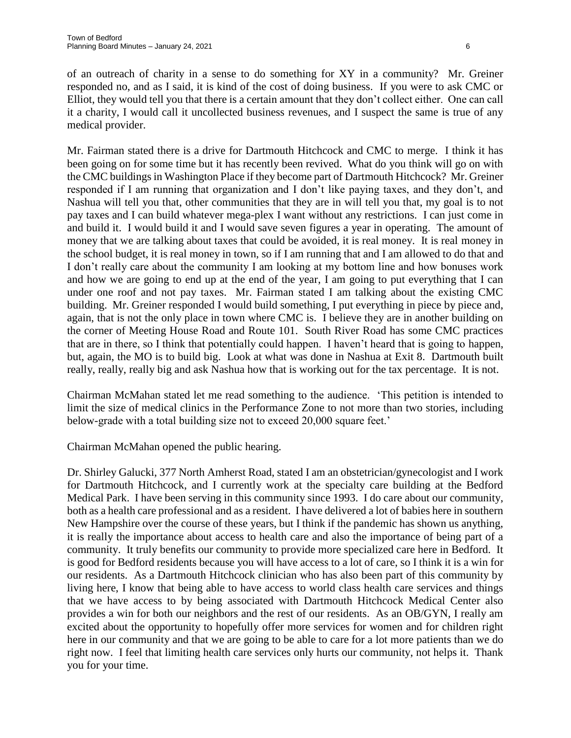of an outreach of charity in a sense to do something for XY in a community? Mr. Greiner responded no, and as I said, it is kind of the cost of doing business. If you were to ask CMC or Elliot, they would tell you that there is a certain amount that they don't collect either. One can call it a charity, I would call it uncollected business revenues, and I suspect the same is true of any medical provider.

Mr. Fairman stated there is a drive for Dartmouth Hitchcock and CMC to merge. I think it has been going on for some time but it has recently been revived. What do you think will go on with the CMC buildings in Washington Place if they become part of Dartmouth Hitchcock? Mr. Greiner responded if I am running that organization and I don't like paying taxes, and they don't, and Nashua will tell you that, other communities that they are in will tell you that, my goal is to not pay taxes and I can build whatever mega-plex I want without any restrictions. I can just come in and build it. I would build it and I would save seven figures a year in operating. The amount of money that we are talking about taxes that could be avoided, it is real money. It is real money in the school budget, it is real money in town, so if I am running that and I am allowed to do that and I don't really care about the community I am looking at my bottom line and how bonuses work and how we are going to end up at the end of the year, I am going to put everything that I can under one roof and not pay taxes. Mr. Fairman stated I am talking about the existing CMC building. Mr. Greiner responded I would build something, I put everything in piece by piece and, again, that is not the only place in town where CMC is. I believe they are in another building on the corner of Meeting House Road and Route 101. South River Road has some CMC practices that are in there, so I think that potentially could happen. I haven't heard that is going to happen, but, again, the MO is to build big. Look at what was done in Nashua at Exit 8. Dartmouth built really, really, really big and ask Nashua how that is working out for the tax percentage. It is not.

Chairman McMahan stated let me read something to the audience. 'This petition is intended to limit the size of medical clinics in the Performance Zone to not more than two stories, including below-grade with a total building size not to exceed 20,000 square feet.'

Chairman McMahan opened the public hearing.

Dr. Shirley Galucki, 377 North Amherst Road, stated I am an obstetrician/gynecologist and I work for Dartmouth Hitchcock, and I currently work at the specialty care building at the Bedford Medical Park. I have been serving in this community since 1993. I do care about our community, both as a health care professional and as a resident. I have delivered a lot of babies here in southern New Hampshire over the course of these years, but I think if the pandemic has shown us anything, it is really the importance about access to health care and also the importance of being part of a community. It truly benefits our community to provide more specialized care here in Bedford. It is good for Bedford residents because you will have access to a lot of care, so I think it is a win for our residents. As a Dartmouth Hitchcock clinician who has also been part of this community by living here, I know that being able to have access to world class health care services and things that we have access to by being associated with Dartmouth Hitchcock Medical Center also provides a win for both our neighbors and the rest of our residents. As an OB/GYN, I really am excited about the opportunity to hopefully offer more services for women and for children right here in our community and that we are going to be able to care for a lot more patients than we do right now. I feel that limiting health care services only hurts our community, not helps it. Thank you for your time.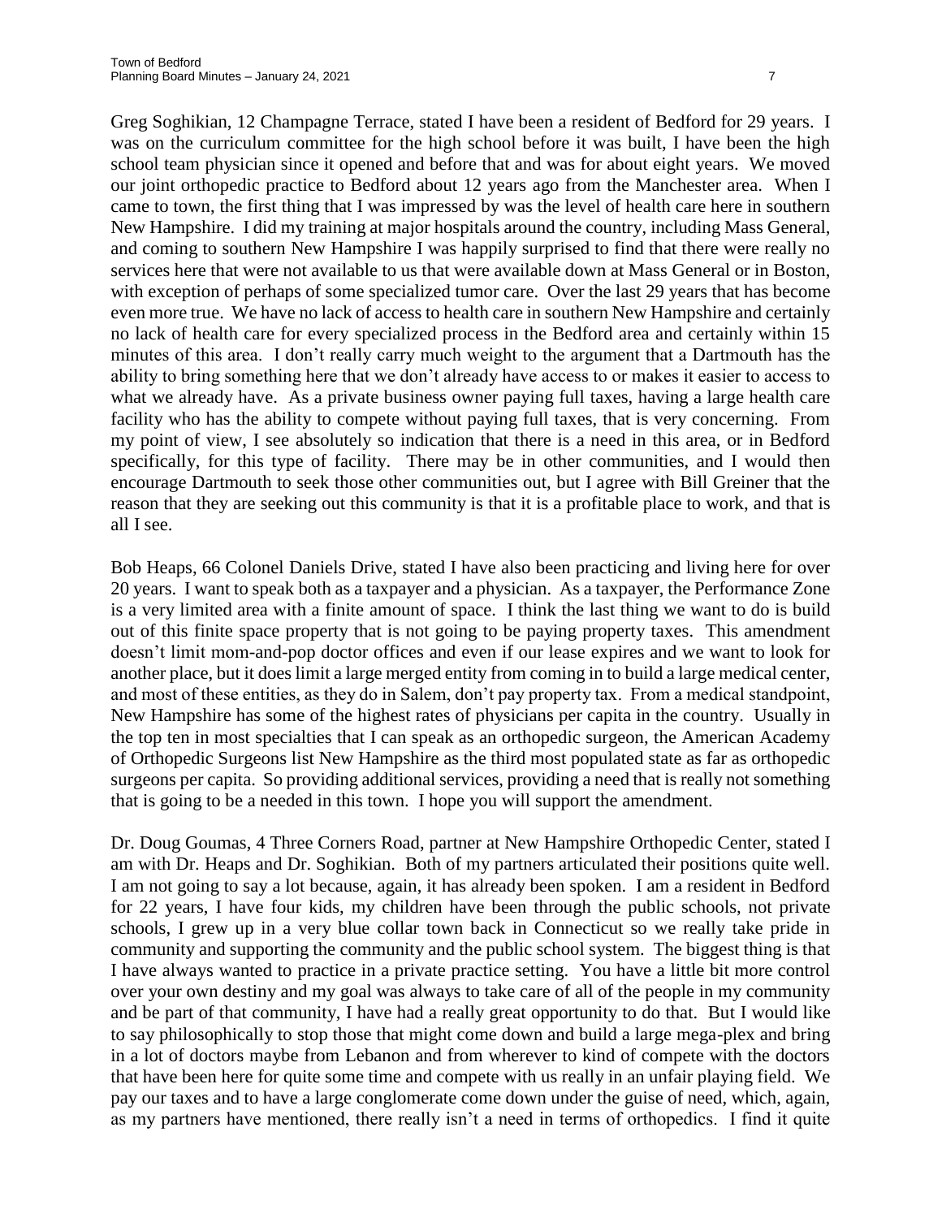Greg Soghikian, 12 Champagne Terrace, stated I have been a resident of Bedford for 29 years. I was on the curriculum committee for the high school before it was built, I have been the high school team physician since it opened and before that and was for about eight years. We moved our joint orthopedic practice to Bedford about 12 years ago from the Manchester area. When I came to town, the first thing that I was impressed by was the level of health care here in southern New Hampshire. I did my training at major hospitals around the country, including Mass General, and coming to southern New Hampshire I was happily surprised to find that there were really no services here that were not available to us that were available down at Mass General or in Boston, with exception of perhaps of some specialized tumor care. Over the last 29 years that has become even more true. We have no lack of access to health care in southern New Hampshire and certainly no lack of health care for every specialized process in the Bedford area and certainly within 15 minutes of this area. I don't really carry much weight to the argument that a Dartmouth has the ability to bring something here that we don't already have access to or makes it easier to access to what we already have. As a private business owner paying full taxes, having a large health care facility who has the ability to compete without paying full taxes, that is very concerning. From my point of view, I see absolutely so indication that there is a need in this area, or in Bedford specifically, for this type of facility. There may be in other communities, and I would then encourage Dartmouth to seek those other communities out, but I agree with Bill Greiner that the reason that they are seeking out this community is that it is a profitable place to work, and that is all I see.

Bob Heaps, 66 Colonel Daniels Drive, stated I have also been practicing and living here for over 20 years. I want to speak both as a taxpayer and a physician. As a taxpayer, the Performance Zone is a very limited area with a finite amount of space. I think the last thing we want to do is build out of this finite space property that is not going to be paying property taxes. This amendment doesn't limit mom-and-pop doctor offices and even if our lease expires and we want to look for another place, but it does limit a large merged entity from coming in to build a large medical center, and most of these entities, as they do in Salem, don't pay property tax. From a medical standpoint, New Hampshire has some of the highest rates of physicians per capita in the country. Usually in the top ten in most specialties that I can speak as an orthopedic surgeon, the American Academy of Orthopedic Surgeons list New Hampshire as the third most populated state as far as orthopedic surgeons per capita. So providing additional services, providing a need that is really not something that is going to be a needed in this town. I hope you will support the amendment.

Dr. Doug Goumas, 4 Three Corners Road, partner at New Hampshire Orthopedic Center, stated I am with Dr. Heaps and Dr. Soghikian. Both of my partners articulated their positions quite well. I am not going to say a lot because, again, it has already been spoken. I am a resident in Bedford for 22 years, I have four kids, my children have been through the public schools, not private schools, I grew up in a very blue collar town back in Connecticut so we really take pride in community and supporting the community and the public school system. The biggest thing is that I have always wanted to practice in a private practice setting. You have a little bit more control over your own destiny and my goal was always to take care of all of the people in my community and be part of that community, I have had a really great opportunity to do that. But I would like to say philosophically to stop those that might come down and build a large mega-plex and bring in a lot of doctors maybe from Lebanon and from wherever to kind of compete with the doctors that have been here for quite some time and compete with us really in an unfair playing field. We pay our taxes and to have a large conglomerate come down under the guise of need, which, again, as my partners have mentioned, there really isn't a need in terms of orthopedics. I find it quite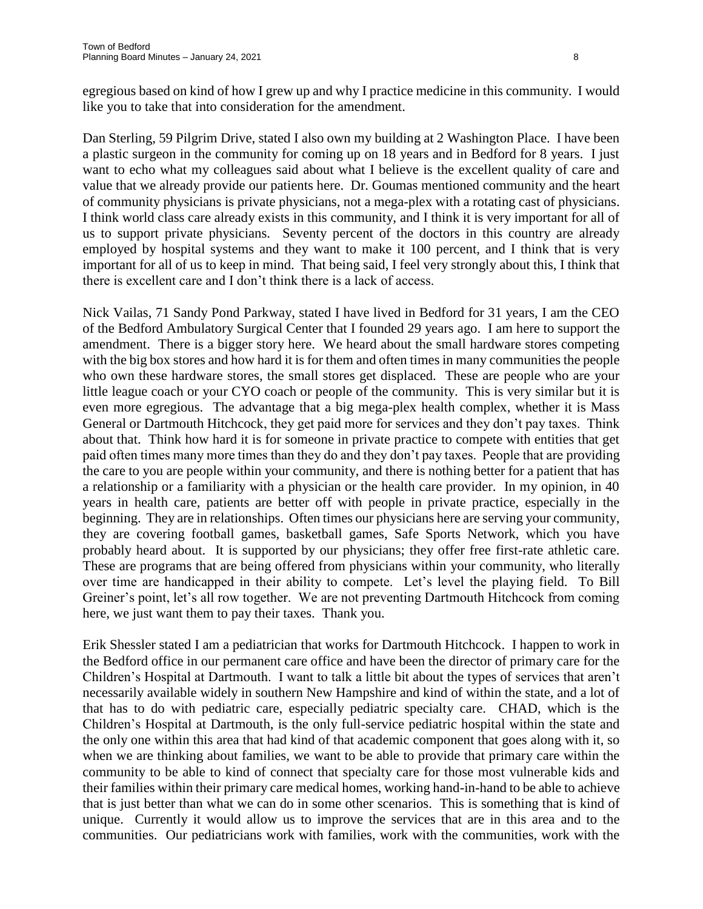egregious based on kind of how I grew up and why I practice medicine in this community. I would like you to take that into consideration for the amendment.

Dan Sterling, 59 Pilgrim Drive, stated I also own my building at 2 Washington Place. I have been a plastic surgeon in the community for coming up on 18 years and in Bedford for 8 years. I just want to echo what my colleagues said about what I believe is the excellent quality of care and value that we already provide our patients here. Dr. Goumas mentioned community and the heart of community physicians is private physicians, not a mega-plex with a rotating cast of physicians. I think world class care already exists in this community, and I think it is very important for all of us to support private physicians. Seventy percent of the doctors in this country are already employed by hospital systems and they want to make it 100 percent, and I think that is very important for all of us to keep in mind. That being said, I feel very strongly about this, I think that there is excellent care and I don't think there is a lack of access.

Nick Vailas, 71 Sandy Pond Parkway, stated I have lived in Bedford for 31 years, I am the CEO of the Bedford Ambulatory Surgical Center that I founded 29 years ago. I am here to support the amendment. There is a bigger story here. We heard about the small hardware stores competing with the big box stores and how hard it is for them and often times in many communities the people who own these hardware stores, the small stores get displaced. These are people who are your little league coach or your CYO coach or people of the community. This is very similar but it is even more egregious. The advantage that a big mega-plex health complex, whether it is Mass General or Dartmouth Hitchcock, they get paid more for services and they don't pay taxes. Think about that. Think how hard it is for someone in private practice to compete with entities that get paid often times many more times than they do and they don't pay taxes. People that are providing the care to you are people within your community, and there is nothing better for a patient that has a relationship or a familiarity with a physician or the health care provider. In my opinion, in 40 years in health care, patients are better off with people in private practice, especially in the beginning. They are in relationships. Often times our physicians here are serving your community, they are covering football games, basketball games, Safe Sports Network, which you have probably heard about. It is supported by our physicians; they offer free first-rate athletic care. These are programs that are being offered from physicians within your community, who literally over time are handicapped in their ability to compete. Let's level the playing field. To Bill Greiner's point, let's all row together. We are not preventing Dartmouth Hitchcock from coming here, we just want them to pay their taxes. Thank you.

Erik Shessler stated I am a pediatrician that works for Dartmouth Hitchcock. I happen to work in the Bedford office in our permanent care office and have been the director of primary care for the Children's Hospital at Dartmouth. I want to talk a little bit about the types of services that aren't necessarily available widely in southern New Hampshire and kind of within the state, and a lot of that has to do with pediatric care, especially pediatric specialty care. CHAD, which is the Children's Hospital at Dartmouth, is the only full-service pediatric hospital within the state and the only one within this area that had kind of that academic component that goes along with it, so when we are thinking about families, we want to be able to provide that primary care within the community to be able to kind of connect that specialty care for those most vulnerable kids and their families within their primary care medical homes, working hand-in-hand to be able to achieve that is just better than what we can do in some other scenarios. This is something that is kind of unique. Currently it would allow us to improve the services that are in this area and to the communities. Our pediatricians work with families, work with the communities, work with the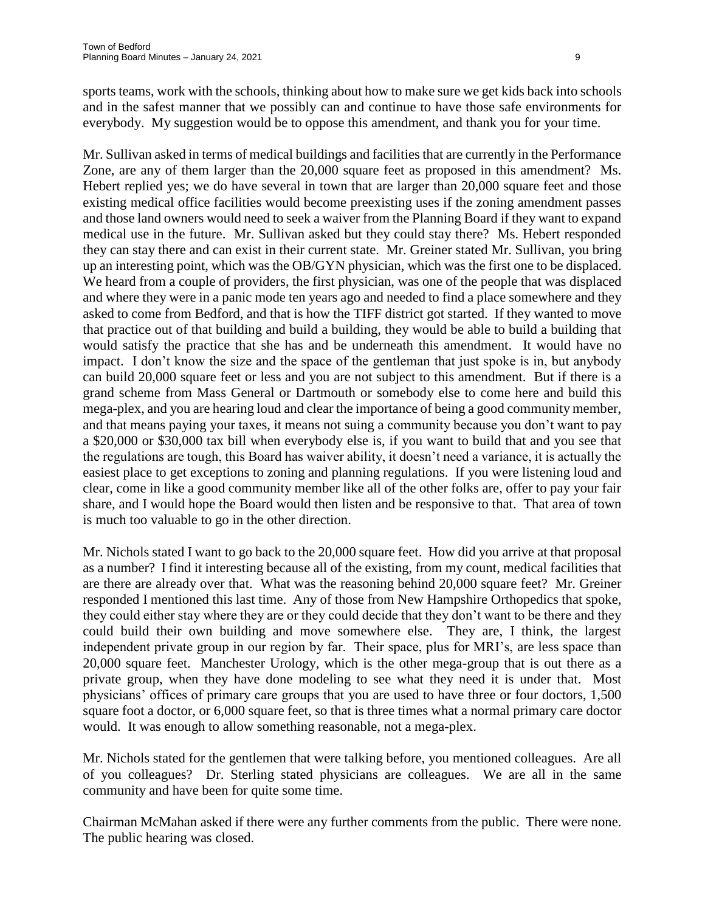sports teams, work with the schools, thinking about how to make sure we get kids back into schools and in the safest manner that we possibly can and continue to have those safe environments for everybody. My suggestion would be to oppose this amendment, and thank you for your time.

Mr. Sullivan asked in terms of medical buildings and facilities that are currently in the Performance Zone, are any of them larger than the 20,000 square feet as proposed in this amendment? Ms. Hebert replied yes; we do have several in town that are larger than 20,000 square feet and those existing medical office facilities would become preexisting uses if the zoning amendment passes and those land owners would need to seek a waiver from the Planning Board if they want to expand medical use in the future. Mr. Sullivan asked but they could stay there? Ms. Hebert responded they can stay there and can exist in their current state. Mr. Greiner stated Mr. Sullivan, you bring up an interesting point, which was the OB/GYN physician, which was the first one to be displaced. We heard from a couple of providers, the first physician, was one of the people that was displaced and where they were in a panic mode ten years ago and needed to find a place somewhere and they asked to come from Bedford, and that is how the TIFF district got started. If they wanted to move that practice out of that building and build a building, they would be able to build a building that would satisfy the practice that she has and be underneath this amendment. It would have no impact. I don't know the size and the space of the gentleman that just spoke is in, but anybody can build 20,000 square feet or less and you are not subject to this amendment. But if there is a grand scheme from Mass General or Dartmouth or somebody else to come here and build this mega-plex, and you are hearing loud and clear the importance of being a good community member, and that means paying your taxes, it means not suing a community because you don't want to pay a $20,000 or $30,000 tax bill when everybody else is, if you want to build that and you see that the regulations are tough, this Board has waiver ability, it doesn't need a variance, it is actually the easiest place to get exceptions to zoning and planning regulations. If you were listening loud and clear, come in like a good community member like all of the other folks are, offer to pay your fair share, and I would hope the Board would then listen and be responsive to that. That area of town is much too valuable to go in the other direction.

Mr. Nichols stated I want to go back to the 20,000 square feet. How did you arrive at that proposal as a number? I find it interesting because all of the existing, from my count, medical facilities that are there are already over that. What was the reasoning behind 20,000 square feet? Mr. Greiner responded I mentioned this last time. Any of those from New Hampshire Orthopedics that spoke, they could either stay where they are or they could decide that they don't want to be there and they could build their own building and move somewhere else. They are, I think, the largest independent private group in our region by far. Their space, plus for MRI's, are less space than 20,000 square feet. Manchester Urology, which is the other mega-group that is out there as a private group, when they have done modeling to see what they need it is under that. Most physicians' offices of primary care groups that you are used to have three or four doctors, 1,500 square foot a doctor, or 6,000 square feet, so that is three times what a normal primary care doctor would. It was enough to allow something reasonable, not a mega-plex.

Mr. Nichols stated for the gentlemen that were talking before, you mentioned colleagues. Are all of you colleagues? Dr. Sterling stated physicians are colleagues. We are all in the same community and have been for quite some time.

Chairman McMahan asked if there were any further comments from the public. There were none. The public hearing was closed.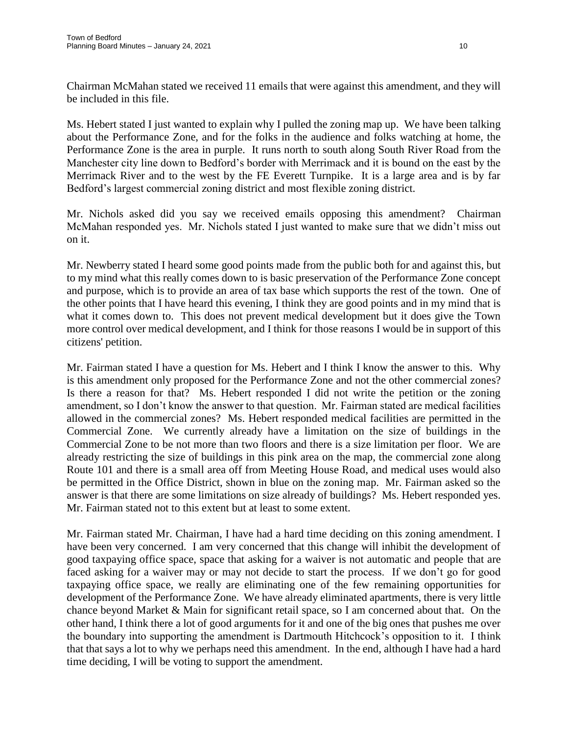Chairman McMahan stated we received 11 emails that were against this amendment, and they will be included in this file.

Ms. Hebert stated I just wanted to explain why I pulled the zoning map up. We have been talking about the Performance Zone, and for the folks in the audience and folks watching at home, the Performance Zone is the area in purple. It runs north to south along South River Road from the Manchester city line down to Bedford's border with Merrimack and it is bound on the east by the Merrimack River and to the west by the FE Everett Turnpike. It is a large area and is by far Bedford's largest commercial zoning district and most flexible zoning district.

Mr. Nichols asked did you say we received emails opposing this amendment? Chairman McMahan responded yes. Mr. Nichols stated I just wanted to make sure that we didn't miss out on it.

Mr. Newberry stated I heard some good points made from the public both for and against this, but to my mind what this really comes down to is basic preservation of the Performance Zone concept and purpose, which is to provide an area of tax base which supports the rest of the town. One of the other points that I have heard this evening, I think they are good points and in my mind that is what it comes down to. This does not prevent medical development but it does give the Town more control over medical development, and I think for those reasons I would be in support of this citizens' petition.

Mr. Fairman stated I have a question for Ms. Hebert and I think I know the answer to this. Why is this amendment only proposed for the Performance Zone and not the other commercial zones? Is there a reason for that? Ms. Hebert responded I did not write the petition or the zoning amendment, so I don't know the answer to that question. Mr. Fairman stated are medical facilities allowed in the commercial zones? Ms. Hebert responded medical facilities are permitted in the Commercial Zone. We currently already have a limitation on the size of buildings in the Commercial Zone to be not more than two floors and there is a size limitation per floor. We are already restricting the size of buildings in this pink area on the map, the commercial zone along Route 101 and there is a small area off from Meeting House Road, and medical uses would also be permitted in the Office District, shown in blue on the zoning map. Mr. Fairman asked so the answer is that there are some limitations on size already of buildings? Ms. Hebert responded yes. Mr. Fairman stated not to this extent but at least to some extent.

Mr. Fairman stated Mr. Chairman, I have had a hard time deciding on this zoning amendment. I have been very concerned. I am very concerned that this change will inhibit the development of good taxpaying office space, space that asking for a waiver is not automatic and people that are faced asking for a waiver may or may not decide to start the process. If we don't go for good taxpaying office space, we really are eliminating one of the few remaining opportunities for development of the Performance Zone. We have already eliminated apartments, there is very little chance beyond Market & Main for significant retail space, so I am concerned about that. On the other hand, I think there a lot of good arguments for it and one of the big ones that pushes me over the boundary into supporting the amendment is Dartmouth Hitchcock's opposition to it. I think that that says a lot to why we perhaps need this amendment. In the end, although I have had a hard time deciding, I will be voting to support the amendment.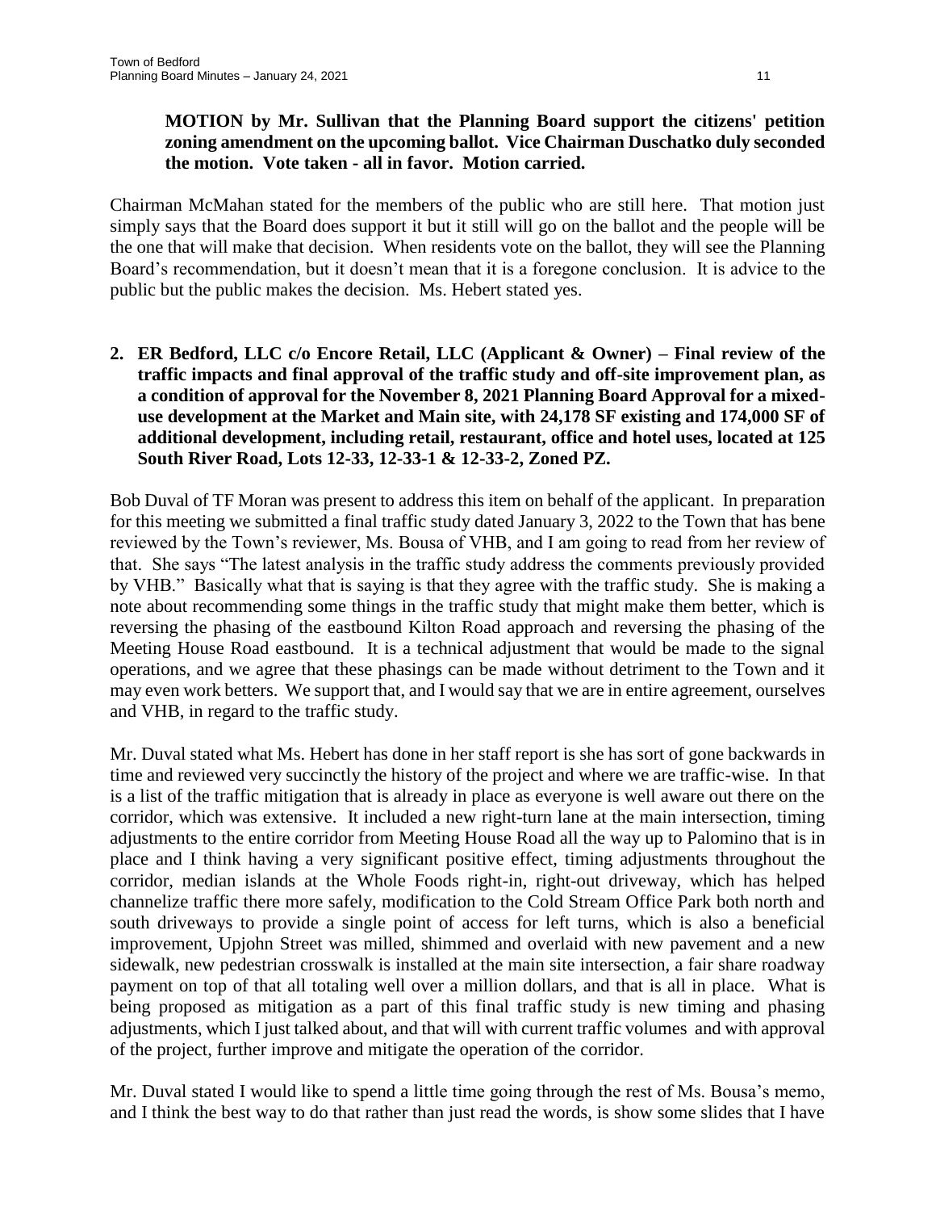**MOTION by Mr. Sullivan that the Planning Board support the citizens' petition zoning amendment on the upcoming ballot. Vice Chairman Duschatko duly seconded the motion. Vote taken - all in favor. Motion carried.**

Chairman McMahan stated for the members of the public who are still here. That motion just simply says that the Board does support it but it still will go on the ballot and the people will be the one that will make that decision. When residents vote on the ballot, they will see the Planning Board's recommendation, but it doesn't mean that it is a foregone conclusion. It is advice to the public but the public makes the decision. Ms. Hebert stated yes.

**2. ER Bedford, LLC c/o Encore Retail, LLC (Applicant & Owner) – Final review of the traffic impacts and final approval of the traffic study and off-site improvement plan, as a condition of approval for the November 8, 2021 Planning Board Approval for a mixed-use development at the Market and Main site, with 24,178 SF existing and 174,000 SF of additional development, including retail, restaurant, office and hotel uses, located at 125 South River Road, Lots 12-33, 12-33-1 & 12-33-2, Zoned PZ.**

Bob Duval of TF Moran was present to address this item on behalf of the applicant. In preparation for this meeting we submitted a final traffic study dated January 3, 2022 to the Town that has bene reviewed by the Town's reviewer, Ms. Bousa of VHB, and I am going to read from her review of that. She says "The latest analysis in the traffic study address the comments previously provided by VHB." Basically what that is saying is that they agree with the traffic study. She is making a note about recommending some things in the traffic study that might make them better, which is reversing the phasing of the eastbound Kilton Road approach and reversing the phasing of the Meeting House Road eastbound. It is a technical adjustment that would be made to the signal operations, and we agree that these phasings can be made without detriment to the Town and it may even work betters. We support that, and I would say that we are in entire agreement, ourselves and VHB, in regard to the traffic study.

Mr. Duval stated what Ms. Hebert has done in her staff report is she has sort of gone backwards in time and reviewed very succinctly the history of the project and where we are traffic-wise. In that is a list of the traffic mitigation that is already in place as everyone is well aware out there on the corridor, which was extensive. It included a new right-turn lane at the main intersection, timing adjustments to the entire corridor from Meeting House Road all the way up to Palomino that is in place and I think having a very significant positive effect, timing adjustments throughout the corridor, median islands at the Whole Foods right-in, right-out driveway, which has helped channelize traffic there more safely, modification to the Cold Stream Office Park both north and south driveways to provide a single point of access for left turns, which is also a beneficial improvement, Upjohn Street was milled, shimmed and overlaid with new pavement and a new sidewalk, new pedestrian crosswalk is installed at the main site intersection, a fair share roadway payment on top of that all totaling well over a million dollars, and that is all in place. What is being proposed as mitigation as a part of this final traffic study is new timing and phasing adjustments, which I just talked about, and that will with current traffic volumes and with approval of the project, further improve and mitigate the operation of the corridor.

Mr. Duval stated I would like to spend a little time going through the rest of Ms. Bousa's memo, and I think the best way to do that rather than just read the words, is show some slides that I have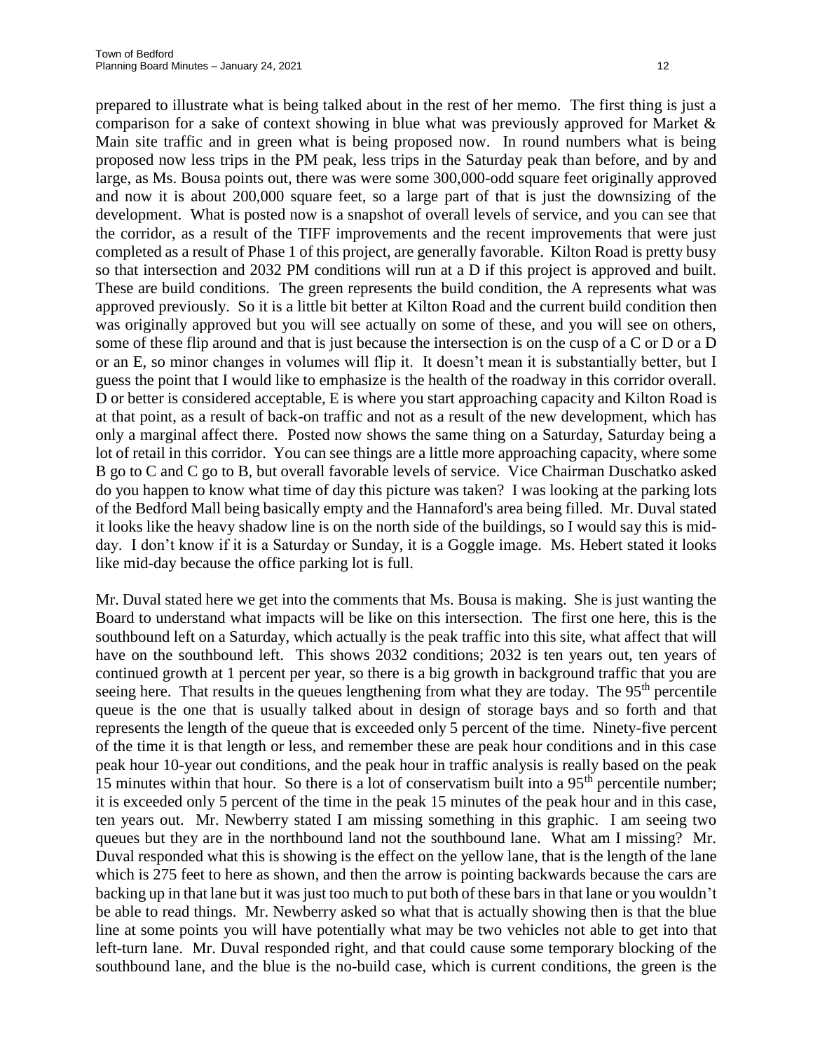prepared to illustrate what is being talked about in the rest of her memo. The first thing is just a comparison for a sake of context showing in blue what was previously approved for Market & Main site traffic and in green what is being proposed now. In round numbers what is being proposed now less trips in the PM peak, less trips in the Saturday peak than before, and by and large, as Ms. Bousa points out, there was were some 300,000-odd square feet originally approved and now it is about 200,000 square feet, so a large part of that is just the downsizing of the development. What is posted now is a snapshot of overall levels of service, and you can see that the corridor, as a result of the TIFF improvements and the recent improvements that were just completed as a result of Phase 1 of this project, are generally favorable. Kilton Road is pretty busy so that intersection and 2032 PM conditions will run at a D if this project is approved and built. These are build conditions. The green represents the build condition, the A represents what was approved previously. So it is a little bit better at Kilton Road and the current build condition then was originally approved but you will see actually on some of these, and you will see on others, some of these flip around and that is just because the intersection is on the cusp of a C or D or a D or an E, so minor changes in volumes will flip it. It doesn't mean it is substantially better, but I guess the point that I would like to emphasize is the health of the roadway in this corridor overall. D or better is considered acceptable, E is where you start approaching capacity and Kilton Road is at that point, as a result of back-on traffic and not as a result of the new development, which has only a marginal affect there. Posted now shows the same thing on a Saturday, Saturday being a lot of retail in this corridor. You can see things are a little more approaching capacity, where some B go to C and C go to B, but overall favorable levels of service. Vice Chairman Duschatko asked do you happen to know what time of day this picture was taken? I was looking at the parking lots of the Bedford Mall being basically empty and the Hannaford's area being filled. Mr. Duval stated it looks like the heavy shadow line is on the north side of the buildings, so I would say this is mid-day. I don't know if it is a Saturday or Sunday, it is a Goggle image. Ms. Hebert stated it looks like mid-day because the office parking lot is full.

Mr. Duval stated here we get into the comments that Ms. Bousa is making. She is just wanting the Board to understand what impacts will be like on this intersection. The first one here, this is the southbound left on a Saturday, which actually is the peak traffic into this site, what affect that will have on the southbound left. This shows 2032 conditions; 2032 is ten years out, ten years of continued growth at 1 percent per year, so there is a big growth in background traffic that you are seeing here. That results in the queues lengthening from what they are today. The 95th percentile queue is the one that is usually talked about in design of storage bays and so forth and that represents the length of the queue that is exceeded only 5 percent of the time. Ninety-five percent of the time it is that length or less, and remember these are peak hour conditions and in this case peak hour 10-year out conditions, and the peak hour in traffic analysis is really based on the peak 15 minutes within that hour. So there is a lot of conservatism built into a 95th percentile number; it is exceeded only 5 percent of the time in the peak 15 minutes of the peak hour and in this case, ten years out. Mr. Newberry stated I am missing something in this graphic. I am seeing two queues but they are in the northbound land not the southbound lane. What am I missing? Mr. Duval responded what this is showing is the effect on the yellow lane, that is the length of the lane which is 275 feet to here as shown, and then the arrow is pointing backwards because the cars are backing up in that lane but it was just too much to put both of these bars in that lane or you wouldn't be able to read things. Mr. Newberry asked so what that is actually showing then is that the blue line at some points you will have potentially what may be two vehicles not able to get into that left-turn lane. Mr. Duval responded right, and that could cause some temporary blocking of the southbound lane, and the blue is the no-build case, which is current conditions, the green is the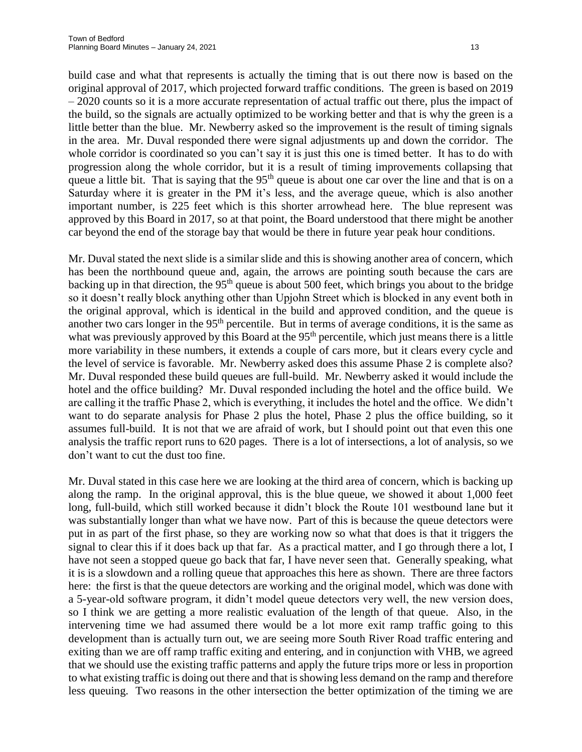build case and what that represents is actually the timing that is out there now is based on the original approval of 2017, which projected forward traffic conditions. The green is based on 2019 – 2020 counts so it is a more accurate representation of actual traffic out there, plus the impact of the build, so the signals are actually optimized to be working better and that is why the green is a little better than the blue. Mr. Newberry asked so the improvement is the result of timing signals in the area. Mr. Duval responded there were signal adjustments up and down the corridor. The whole corridor is coordinated so you can't say it is just this one is timed better. It has to do with progression along the whole corridor, but it is a result of timing improvements collapsing that queue a little bit. That is saying that the 95th queue is about one car over the line and that is on a Saturday where it is greater in the PM it's less, and the average queue, which is also another important number, is 225 feet which is this shorter arrowhead here. The blue represent was approved by this Board in 2017, so at that point, the Board understood that there might be another car beyond the end of the storage bay that would be there in future year peak hour conditions.

Mr. Duval stated the next slide is a similar slide and this is showing another area of concern, which has been the northbound queue and, again, the arrows are pointing south because the cars are backing up in that direction, the 95th queue is about 500 feet, which brings you about to the bridge so it doesn't really block anything other than Upjohn Street which is blocked in any event both in the original approval, which is identical in the build and approved condition, and the queue is another two cars longer in the 95th percentile. But in terms of average conditions, it is the same as what was previously approved by this Board at the 95th percentile, which just means there is a little more variability in these numbers, it extends a couple of cars more, but it clears every cycle and the level of service is favorable. Mr. Newberry asked does this assume Phase 2 is complete also? Mr. Duval responded these build queues are full-build. Mr. Newberry asked it would include the hotel and the office building? Mr. Duval responded including the hotel and the office build. We are calling it the traffic Phase 2, which is everything, it includes the hotel and the office. We didn't want to do separate analysis for Phase 2 plus the hotel, Phase 2 plus the office building, so it assumes full-build. It is not that we are afraid of work, but I should point out that even this one analysis the traffic report runs to 620 pages. There is a lot of intersections, a lot of analysis, so we don't want to cut the dust too fine.

Mr. Duval stated in this case here we are looking at the third area of concern, which is backing up along the ramp. In the original approval, this is the blue queue, we showed it about 1,000 feet long, full-build, which still worked because it didn't block the Route 101 westbound lane but it was substantially longer than what we have now. Part of this is because the queue detectors were put in as part of the first phase, so they are working now so what that does is that it triggers the signal to clear this if it does back up that far. As a practical matter, and I go through there a lot, I have not seen a stopped queue go back that far, I have never seen that. Generally speaking, what it is is a slowdown and a rolling queue that approaches this here as shown. There are three factors here: the first is that the queue detectors are working and the original model, which was done with a 5-year-old software program, it didn't model queue detectors very well, the new version does, so I think we are getting a more realistic evaluation of the length of that queue. Also, in the intervening time we had assumed there would be a lot more exit ramp traffic going to this development than is actually turn out, we are seeing more South River Road traffic entering and exiting than we are off ramp traffic exiting and entering, and in conjunction with VHB, we agreed that we should use the existing traffic patterns and apply the future trips more or less in proportion to what existing traffic is doing out there and that is showing less demand on the ramp and therefore less queuing. Two reasons in the other intersection the better optimization of the timing we are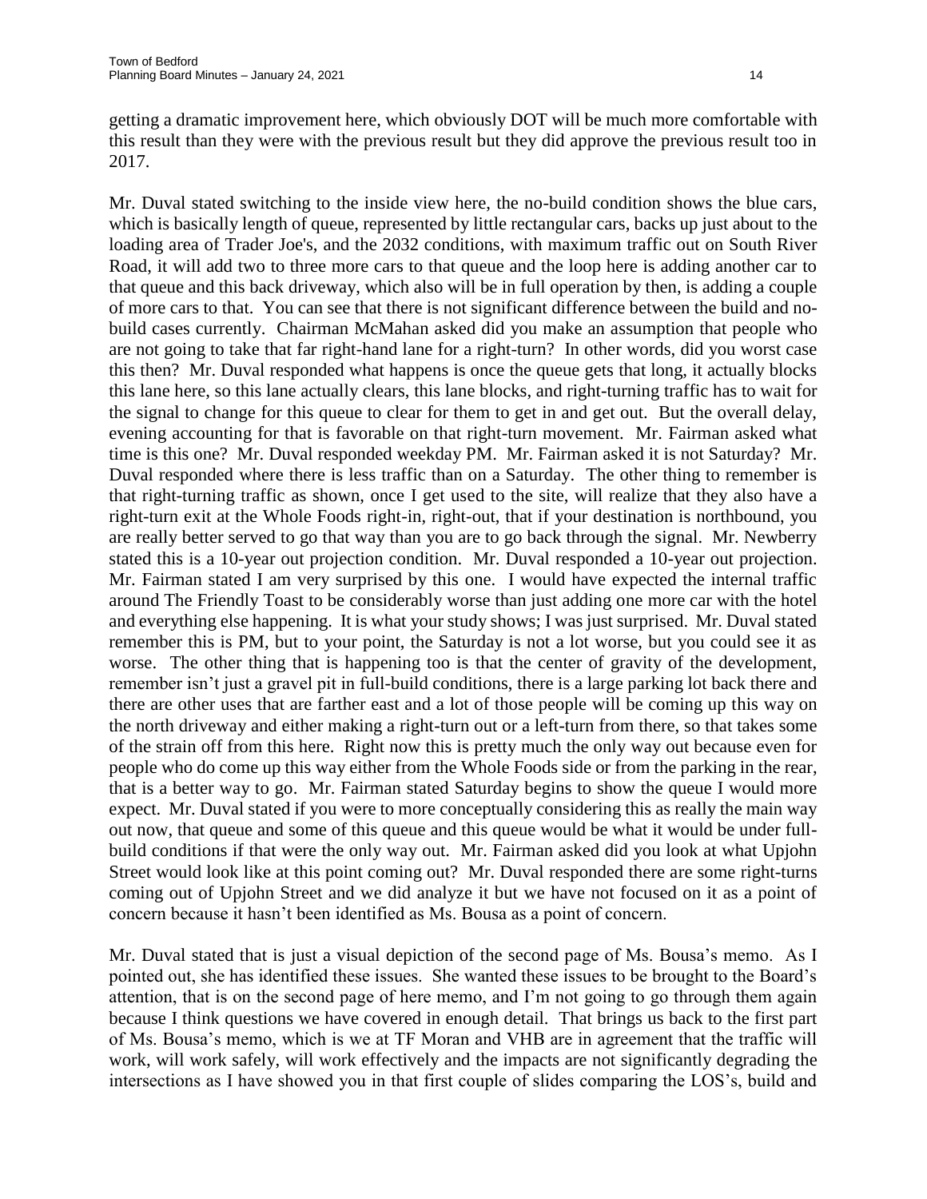getting a dramatic improvement here, which obviously DOT will be much more comfortable with this result than they were with the previous result but they did approve the previous result too in 2017.

Mr. Duval stated switching to the inside view here, the no-build condition shows the blue cars, which is basically length of queue, represented by little rectangular cars, backs up just about to the loading area of Trader Joe's, and the 2032 conditions, with maximum traffic out on South River Road, it will add two to three more cars to that queue and the loop here is adding another car to that queue and this back driveway, which also will be in full operation by then, is adding a couple of more cars to that. You can see that there is not significant difference between the build and no-build cases currently. Chairman McMahan asked did you make an assumption that people who are not going to take that far right-hand lane for a right-turn? In other words, did you worst case this then? Mr. Duval responded what happens is once the queue gets that long, it actually blocks this lane here, so this lane actually clears, this lane blocks, and right-turning traffic has to wait for the signal to change for this queue to clear for them to get in and get out. But the overall delay, evening accounting for that is favorable on that right-turn movement. Mr. Fairman asked what time is this one? Mr. Duval responded weekday PM. Mr. Fairman asked it is not Saturday? Mr. Duval responded where there is less traffic than on a Saturday. The other thing to remember is that right-turning traffic as shown, once I get used to the site, will realize that they also have a right-turn exit at the Whole Foods right-in, right-out, that if your destination is northbound, you are really better served to go that way than you are to go back through the signal. Mr. Newberry stated this is a 10-year out projection condition. Mr. Duval responded a 10-year out projection. Mr. Fairman stated I am very surprised by this one. I would have expected the internal traffic around The Friendly Toast to be considerably worse than just adding one more car with the hotel and everything else happening. It is what your study shows; I was just surprised. Mr. Duval stated remember this is PM, but to your point, the Saturday is not a lot worse, but you could see it as worse. The other thing that is happening too is that the center of gravity of the development, remember isn't just a gravel pit in full-build conditions, there is a large parking lot back there and there are other uses that are farther east and a lot of those people will be coming up this way on the north driveway and either making a right-turn out or a left-turn from there, so that takes some of the strain off from this here. Right now this is pretty much the only way out because even for people who do come up this way either from the Whole Foods side or from the parking in the rear, that is a better way to go. Mr. Fairman stated Saturday begins to show the queue I would more expect. Mr. Duval stated if you were to more conceptually considering this as really the main way out now, that queue and some of this queue and this queue would be what it would be under full-build conditions if that were the only way out. Mr. Fairman asked did you look at what Upjohn Street would look like at this point coming out? Mr. Duval responded there are some right-turns coming out of Upjohn Street and we did analyze it but we have not focused on it as a point of concern because it hasn't been identified as Ms. Bousa as a point of concern.

Mr. Duval stated that is just a visual depiction of the second page of Ms. Bousa's memo. As I pointed out, she has identified these issues. She wanted these issues to be brought to the Board's attention, that is on the second page of here memo, and I'm not going to go through them again because I think questions we have covered in enough detail. That brings us back to the first part of Ms. Bousa's memo, which is we at TF Moran and VHB are in agreement that the traffic will work, will work safely, will work effectively and the impacts are not significantly degrading the intersections as I have showed you in that first couple of slides comparing the LOS's, build and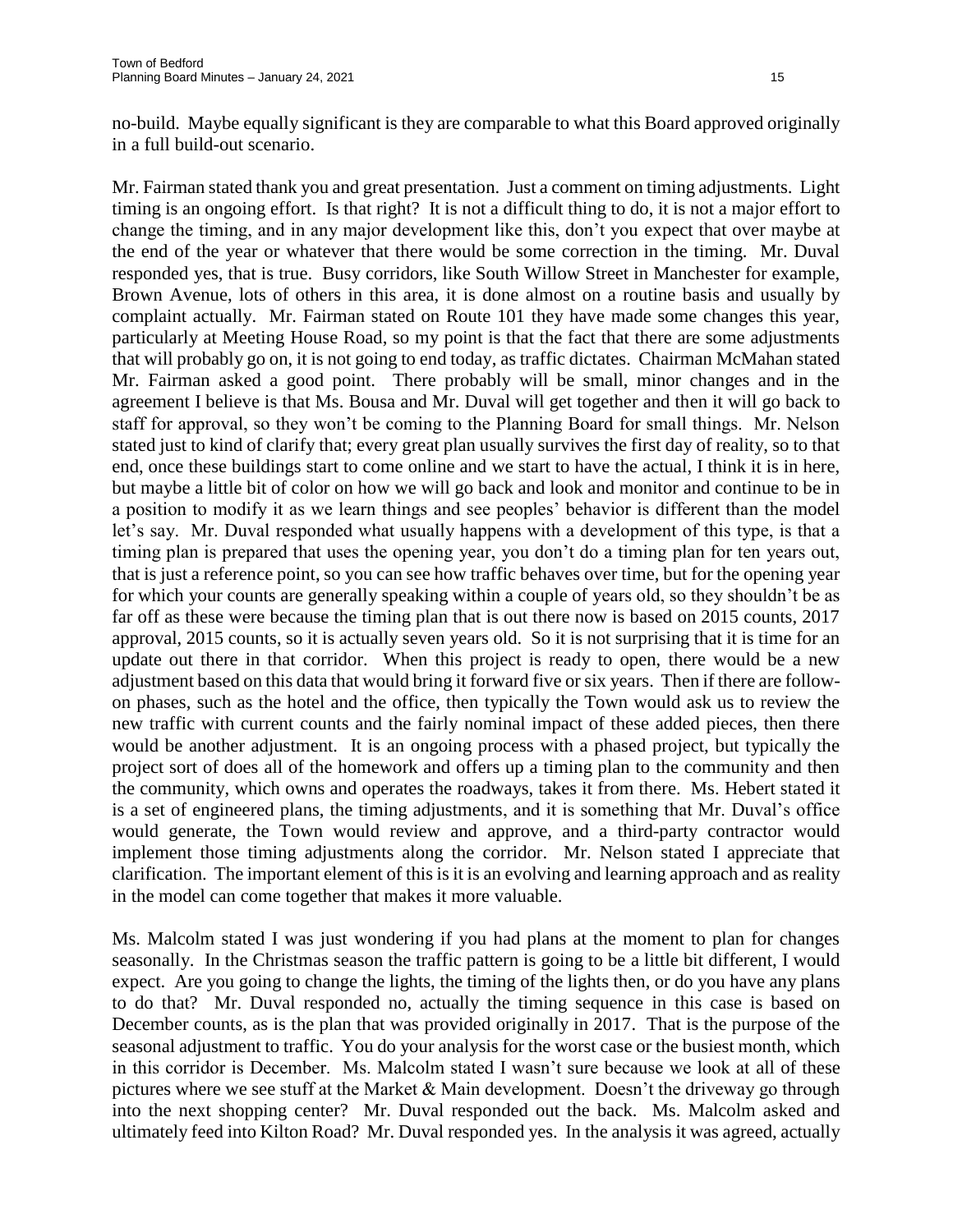no-build. Maybe equally significant is they are comparable to what this Board approved originally in a full build-out scenario.

Mr. Fairman stated thank you and great presentation. Just a comment on timing adjustments. Light timing is an ongoing effort. Is that right? It is not a difficult thing to do, it is not a major effort to change the timing, and in any major development like this, don't you expect that over maybe at the end of the year or whatever that there would be some correction in the timing. Mr. Duval responded yes, that is true. Busy corridors, like South Willow Street in Manchester for example, Brown Avenue, lots of others in this area, it is done almost on a routine basis and usually by complaint actually. Mr. Fairman stated on Route 101 they have made some changes this year, particularly at Meeting House Road, so my point is that the fact that there are some adjustments that will probably go on, it is not going to end today, as traffic dictates. Chairman McMahan stated Mr. Fairman asked a good point. There probably will be small, minor changes and in the agreement I believe is that Ms. Bousa and Mr. Duval will get together and then it will go back to staff for approval, so they won't be coming to the Planning Board for small things. Mr. Nelson stated just to kind of clarify that; every great plan usually survives the first day of reality, so to that end, once these buildings start to come online and we start to have the actual, I think it is in here, but maybe a little bit of color on how we will go back and look and monitor and continue to be in a position to modify it as we learn things and see peoples' behavior is different than the model let's say. Mr. Duval responded what usually happens with a development of this type, is that a timing plan is prepared that uses the opening year, you don't do a timing plan for ten years out, that is just a reference point, so you can see how traffic behaves over time, but for the opening year for which your counts are generally speaking within a couple of years old, so they shouldn't be as far off as these were because the timing plan that is out there now is based on 2015 counts, 2017 approval, 2015 counts, so it is actually seven years old. So it is not surprising that it is time for an update out there in that corridor. When this project is ready to open, there would be a new adjustment based on this data that would bring it forward five or six years. Then if there are follow-on phases, such as the hotel and the office, then typically the Town would ask us to review the new traffic with current counts and the fairly nominal impact of these added pieces, then there would be another adjustment. It is an ongoing process with a phased project, but typically the project sort of does all of the homework and offers up a timing plan to the community and then the community, which owns and operates the roadways, takes it from there. Ms. Hebert stated it is a set of engineered plans, the timing adjustments, and it is something that Mr. Duval's office would generate, the Town would review and approve, and a third-party contractor would implement those timing adjustments along the corridor. Mr. Nelson stated I appreciate that clarification. The important element of this is it is an evolving and learning approach and as reality in the model can come together that makes it more valuable.

Ms. Malcolm stated I was just wondering if you had plans at the moment to plan for changes seasonally. In the Christmas season the traffic pattern is going to be a little bit different, I would expect. Are you going to change the lights, the timing of the lights then, or do you have any plans to do that? Mr. Duval responded no, actually the timing sequence in this case is based on December counts, as is the plan that was provided originally in 2017. That is the purpose of the seasonal adjustment to traffic. You do your analysis for the worst case or the busiest month, which in this corridor is December. Ms. Malcolm stated I wasn't sure because we look at all of these pictures where we see stuff at the Market & Main development. Doesn't the driveway go through into the next shopping center? Mr. Duval responded out the back. Ms. Malcolm asked and ultimately feed into Kilton Road? Mr. Duval responded yes. In the analysis it was agreed, actually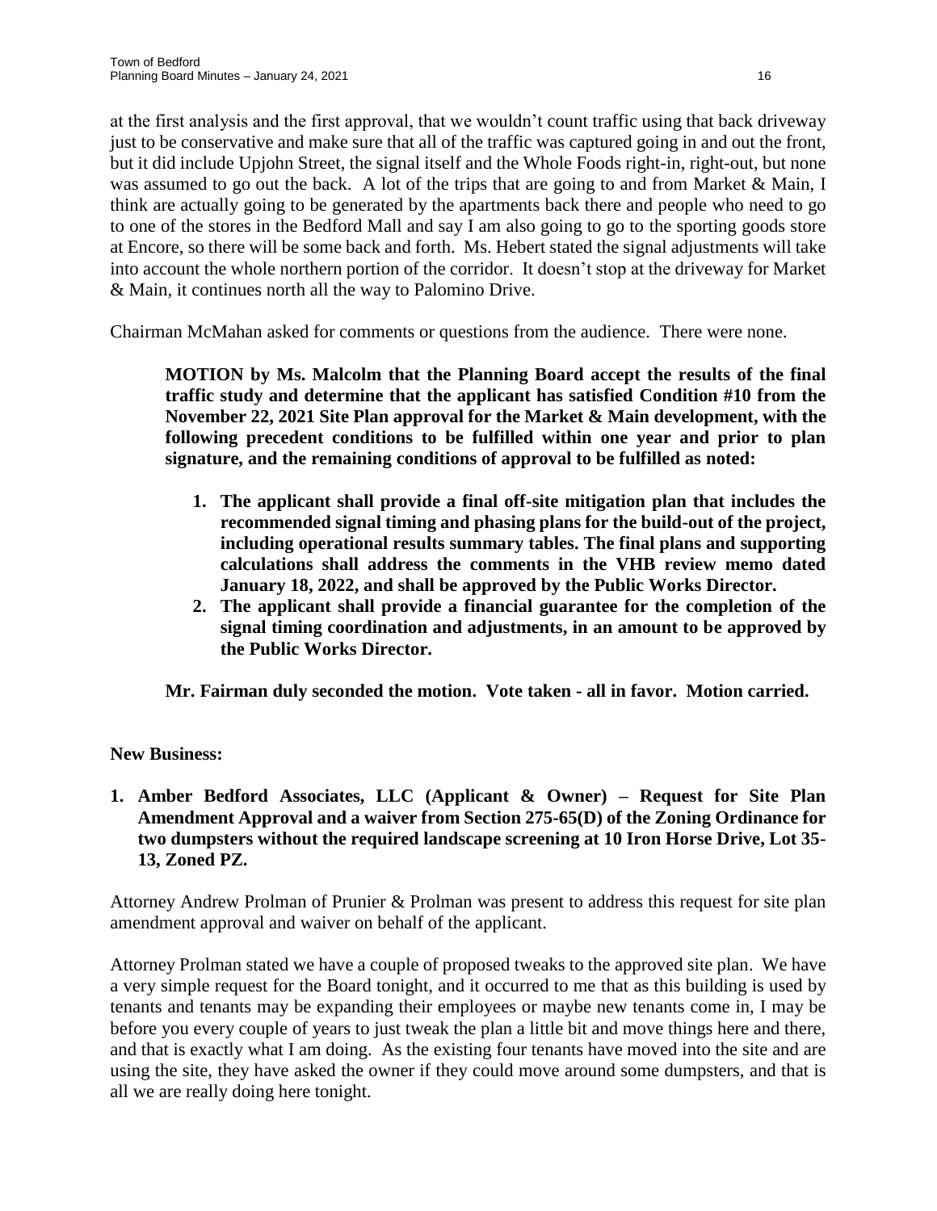at the first analysis and the first approval, that we wouldn't count traffic using that back driveway just to be conservative and make sure that all of the traffic was captured going in and out the front, but it did include Upjohn Street, the signal itself and the Whole Foods right-in, right-out, but none was assumed to go out the back. A lot of the trips that are going to and from Market & Main, I think are actually going to be generated by the apartments back there and people who need to go to one of the stores in the Bedford Mall and say I am also going to go to the sporting goods store at Encore, so there will be some back and forth. Ms. Hebert stated the signal adjustments will take into account the whole northern portion of the corridor. It doesn't stop at the driveway for Market & Main, it continues north all the way to Palomino Drive.

Chairman McMahan asked for comments or questions from the audience. There were none.

> **MOTION by Ms. Malcolm that the Planning Board accept the results of the final traffic study and determine that the applicant has satisfied Condition #10 from the November 22, 2021 Site Plan approval for the Market & Main development, with the following precedent conditions to be fulfilled within one year and prior to plan signature, and the remaining conditions of approval to be fulfilled as noted:**
>
> 1. **The applicant shall provide a final off-site mitigation plan that includes the recommended signal timing and phasing plans for the build-out of the project, including operational results summary tables. The final plans and supporting calculations shall address the comments in the VHB review memo dated January 18, 2022, and shall be approved by the Public Works Director.**
> 2. **The applicant shall provide a financial guarantee for the completion of the signal timing coordination and adjustments, in an amount to be approved by the Public Works Director.**
>
> **Mr. Fairman duly seconded the motion. Vote taken - all in favor. Motion carried.**

**New Business:**

**1. Amber Bedford Associates, LLC (Applicant & Owner) – Request for Site Plan Amendment Approval and a waiver from Section 275-65(D) of the Zoning Ordinance for two dumpsters without the required landscape screening at 10 Iron Horse Drive, Lot 35-13, Zoned PZ.**

Attorney Andrew Prolman of Prunier & Prolman was present to address this request for site plan amendment approval and waiver on behalf of the applicant.

Attorney Prolman stated we have a couple of proposed tweaks to the approved site plan. We have a very simple request for the Board tonight, and it occurred to me that as this building is used by tenants and tenants may be expanding their employees or maybe new tenants come in, I may be before you every couple of years to just tweak the plan a little bit and move things here and there, and that is exactly what I am doing. As the existing four tenants have moved into the site and are using the site, they have asked the owner if they could move around some dumpsters, and that is all we are really doing here tonight.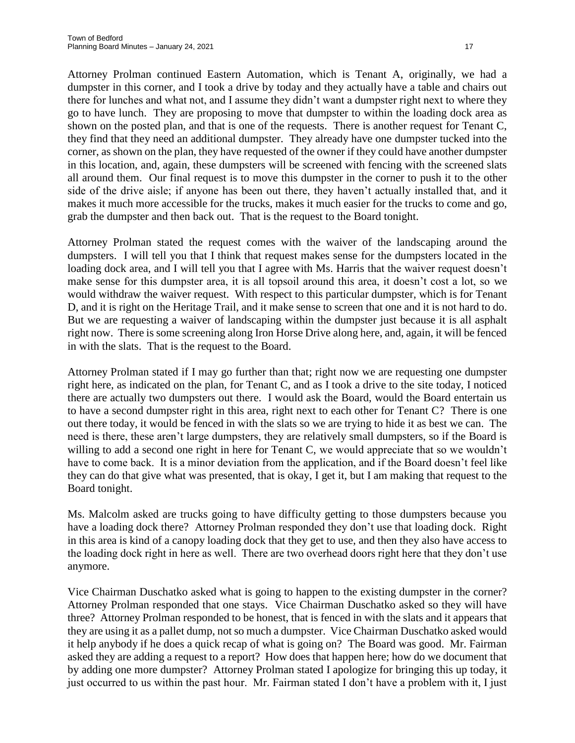Attorney Prolman continued Eastern Automation, which is Tenant A, originally, we had a dumpster in this corner, and I took a drive by today and they actually have a table and chairs out there for lunches and what not, and I assume they didn't want a dumpster right next to where they go to have lunch. They are proposing to move that dumpster to within the loading dock area as shown on the posted plan, and that is one of the requests. There is another request for Tenant C, they find that they need an additional dumpster. They already have one dumpster tucked into the corner, as shown on the plan, they have requested of the owner if they could have another dumpster in this location, and, again, these dumpsters will be screened with fencing with the screened slats all around them. Our final request is to move this dumpster in the corner to push it to the other side of the drive aisle; if anyone has been out there, they haven't actually installed that, and it makes it much more accessible for the trucks, makes it much easier for the trucks to come and go, grab the dumpster and then back out. That is the request to the Board tonight.

Attorney Prolman stated the request comes with the waiver of the landscaping around the dumpsters. I will tell you that I think that request makes sense for the dumpsters located in the loading dock area, and I will tell you that I agree with Ms. Harris that the waiver request doesn't make sense for this dumpster area, it is all topsoil around this area, it doesn't cost a lot, so we would withdraw the waiver request. With respect to this particular dumpster, which is for Tenant D, and it is right on the Heritage Trail, and it make sense to screen that one and it is not hard to do. But we are requesting a waiver of landscaping within the dumpster just because it is all asphalt right now. There is some screening along Iron Horse Drive along here, and, again, it will be fenced in with the slats. That is the request to the Board.

Attorney Prolman stated if I may go further than that; right now we are requesting one dumpster right here, as indicated on the plan, for Tenant C, and as I took a drive to the site today, I noticed there are actually two dumpsters out there. I would ask the Board, would the Board entertain us to have a second dumpster right in this area, right next to each other for Tenant C? There is one out there today, it would be fenced in with the slats so we are trying to hide it as best we can. The need is there, these aren't large dumpsters, they are relatively small dumpsters, so if the Board is willing to add a second one right in here for Tenant C, we would appreciate that so we wouldn't have to come back. It is a minor deviation from the application, and if the Board doesn't feel like they can do that give what was presented, that is okay, I get it, but I am making that request to the Board tonight.

Ms. Malcolm asked are trucks going to have difficulty getting to those dumpsters because you have a loading dock there? Attorney Prolman responded they don't use that loading dock. Right in this area is kind of a canopy loading dock that they get to use, and then they also have access to the loading dock right in here as well. There are two overhead doors right here that they don't use anymore.

Vice Chairman Duschatko asked what is going to happen to the existing dumpster in the corner? Attorney Prolman responded that one stays. Vice Chairman Duschatko asked so they will have three? Attorney Prolman responded to be honest, that is fenced in with the slats and it appears that they are using it as a pallet dump, not so much a dumpster. Vice Chairman Duschatko asked would it help anybody if he does a quick recap of what is going on? The Board was good. Mr. Fairman asked they are adding a request to a report? How does that happen here; how do we document that by adding one more dumpster? Attorney Prolman stated I apologize for bringing this up today, it just occurred to us within the past hour. Mr. Fairman stated I don't have a problem with it, I just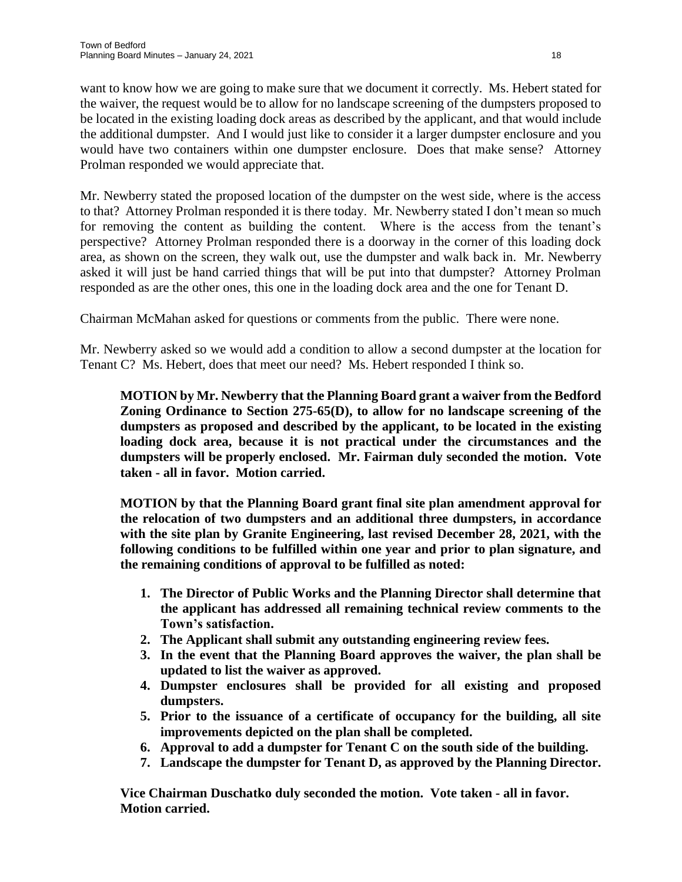want to know how we are going to make sure that we document it correctly. Ms. Hebert stated for the waiver, the request would be to allow for no landscape screening of the dumpsters proposed to be located in the existing loading dock areas as described by the applicant, and that would include the additional dumpster. And I would just like to consider it a larger dumpster enclosure and you would have two containers within one dumpster enclosure. Does that make sense? Attorney Prolman responded we would appreciate that.

Mr. Newberry stated the proposed location of the dumpster on the west side, where is the access to that? Attorney Prolman responded it is there today. Mr. Newberry stated I don't mean so much for removing the content as building the content. Where is the access from the tenant's perspective? Attorney Prolman responded there is a doorway in the corner of this loading dock area, as shown on the screen, they walk out, use the dumpster and walk back in. Mr. Newberry asked it will just be hand carried things that will be put into that dumpster? Attorney Prolman responded as are the other ones, this one in the loading dock area and the one for Tenant D.

Chairman McMahan asked for questions or comments from the public. There were none.

Mr. Newberry asked so we would add a condition to allow a second dumpster at the location for Tenant C? Ms. Hebert, does that meet our need? Ms. Hebert responded I think so.

> **MOTION by Mr. Newberry that the Planning Board grant a waiver from the Bedford Zoning Ordinance to Section 275-65(D), to allow for no landscape screening of the dumpsters as proposed and described by the applicant, to be located in the existing loading dock area, because it is not practical under the circumstances and the dumpsters will be properly enclosed. Mr. Fairman duly seconded the motion. Vote taken - all in favor. Motion carried.**
>
> **MOTION by that the Planning Board grant final site plan amendment approval for the relocation of two dumpsters and an additional three dumpsters, in accordance with the site plan by Granite Engineering, last revised December 28, 2021, with the following conditions to be fulfilled within one year and prior to plan signature, and the remaining conditions of approval to be fulfilled as noted:**
>
> 1. **The Director of Public Works and the Planning Director shall determine that the applicant has addressed all remaining technical review comments to the Town's satisfaction.**
> 2. **The Applicant shall submit any outstanding engineering review fees.**
> 3. **In the event that the Planning Board approves the waiver, the plan shall be updated to list the waiver as approved.**
> 4. **Dumpster enclosures shall be provided for all existing and proposed dumpsters.**
> 5. **Prior to the issuance of a certificate of occupancy for the building, all site improvements depicted on the plan shall be completed.**
> 6. **Approval to add a dumpster for Tenant C on the south side of the building.**
> 7. **Landscape the dumpster for Tenant D, as approved by the Planning Director.**
>
> **Vice Chairman Duschatko duly seconded the motion. Vote taken - all in favor. Motion carried.**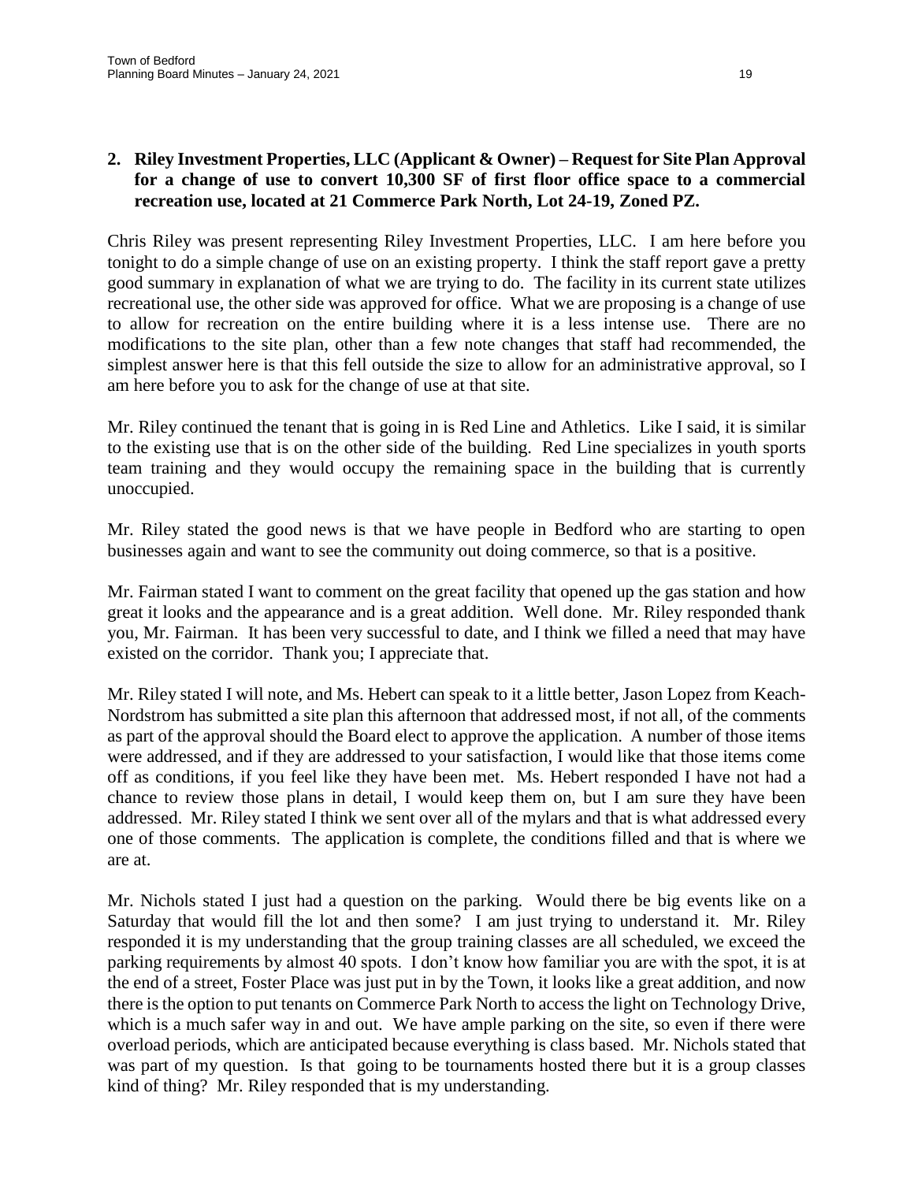**2. Riley Investment Properties, LLC (Applicant & Owner) – Request for Site Plan Approval for a change of use to convert 10,300 SF of first floor office space to a commercial recreation use, located at 21 Commerce Park North, Lot 24-19, Zoned PZ.**

Chris Riley was present representing Riley Investment Properties, LLC. I am here before you tonight to do a simple change of use on an existing property. I think the staff report gave a pretty good summary in explanation of what we are trying to do. The facility in its current state utilizes recreational use, the other side was approved for office. What we are proposing is a change of use to allow for recreation on the entire building where it is a less intense use. There are no modifications to the site plan, other than a few note changes that staff had recommended, the simplest answer here is that this fell outside the size to allow for an administrative approval, so I am here before you to ask for the change of use at that site.

Mr. Riley continued the tenant that is going in is Red Line and Athletics. Like I said, it is similar to the existing use that is on the other side of the building. Red Line specializes in youth sports team training and they would occupy the remaining space in the building that is currently unoccupied.

Mr. Riley stated the good news is that we have people in Bedford who are starting to open businesses again and want to see the community out doing commerce, so that is a positive.

Mr. Fairman stated I want to comment on the great facility that opened up the gas station and how great it looks and the appearance and is a great addition. Well done. Mr. Riley responded thank you, Mr. Fairman. It has been very successful to date, and I think we filled a need that may have existed on the corridor. Thank you; I appreciate that.

Mr. Riley stated I will note, and Ms. Hebert can speak to it a little better, Jason Lopez from Keach-Nordstrom has submitted a site plan this afternoon that addressed most, if not all, of the comments as part of the approval should the Board elect to approve the application. A number of those items were addressed, and if they are addressed to your satisfaction, I would like that those items come off as conditions, if you feel like they have been met. Ms. Hebert responded I have not had a chance to review those plans in detail, I would keep them on, but I am sure they have been addressed. Mr. Riley stated I think we sent over all of the mylars and that is what addressed every one of those comments. The application is complete, the conditions filled and that is where we are at.

Mr. Nichols stated I just had a question on the parking. Would there be big events like on a Saturday that would fill the lot and then some? I am just trying to understand it. Mr. Riley responded it is my understanding that the group training classes are all scheduled, we exceed the parking requirements by almost 40 spots. I don't know how familiar you are with the spot, it is at the end of a street, Foster Place was just put in by the Town, it looks like a great addition, and now there is the option to put tenants on Commerce Park North to access the light on Technology Drive, which is a much safer way in and out. We have ample parking on the site, so even if there were overload periods, which are anticipated because everything is class based. Mr. Nichols stated that was part of my question. Is that going to be tournaments hosted there but it is a group classes kind of thing? Mr. Riley responded that is my understanding.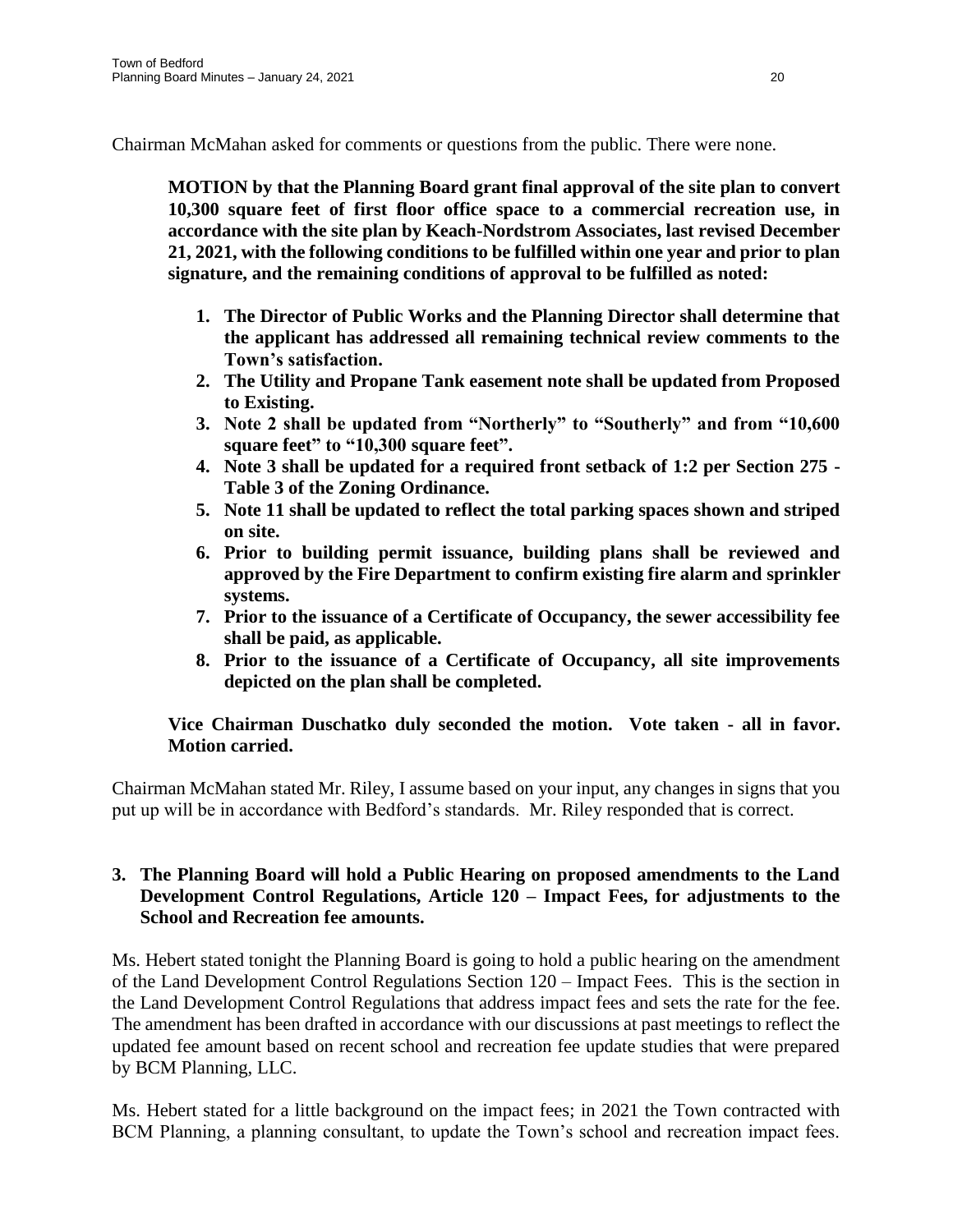Chairman McMahan asked for comments or questions from the public. There were none.

**MOTION by that the Planning Board grant final approval of the site plan to convert 10,300 square feet of first floor office space to a commercial recreation use, in accordance with the site plan by Keach-Nordstrom Associates, last revised December 21, 2021, with the following conditions to be fulfilled within one year and prior to plan signature, and the remaining conditions of approval to be fulfilled as noted:**

1. **The Director of Public Works and the Planning Director shall determine that the applicant has addressed all remaining technical review comments to the Town's satisfaction.**
2. **The Utility and Propane Tank easement note shall be updated from Proposed to Existing.**
3. **Note 2 shall be updated from "Northerly" to "Southerly" and from "10,600 square feet" to "10,300 square feet".**
4. **Note 3 shall be updated for a required front setback of 1:2 per Section 275 - Table 3 of the Zoning Ordinance.**
5. **Note 11 shall be updated to reflect the total parking spaces shown and striped on site.**
6. **Prior to building permit issuance, building plans shall be reviewed and approved by the Fire Department to confirm existing fire alarm and sprinkler systems.**
7. **Prior to the issuance of a Certificate of Occupancy, the sewer accessibility fee shall be paid, as applicable.**
8. **Prior to the issuance of a Certificate of Occupancy, all site improvements depicted on the plan shall be completed.**

**Vice Chairman Duschatko duly seconded the motion. Vote taken - all in favor. Motion carried.**

Chairman McMahan stated Mr. Riley, I assume based on your input, any changes in signs that you put up will be in accordance with Bedford's standards. Mr. Riley responded that is correct.

**3. The Planning Board will hold a Public Hearing on proposed amendments to the Land Development Control Regulations, Article 120 – Impact Fees, for adjustments to the School and Recreation fee amounts.**

Ms. Hebert stated tonight the Planning Board is going to hold a public hearing on the amendment of the Land Development Control Regulations Section 120 – Impact Fees. This is the section in the Land Development Control Regulations that address impact fees and sets the rate for the fee. The amendment has been drafted in accordance with our discussions at past meetings to reflect the updated fee amount based on recent school and recreation fee update studies that were prepared by BCM Planning, LLC.

Ms. Hebert stated for a little background on the impact fees; in 2021 the Town contracted with BCM Planning, a planning consultant, to update the Town's school and recreation impact fees.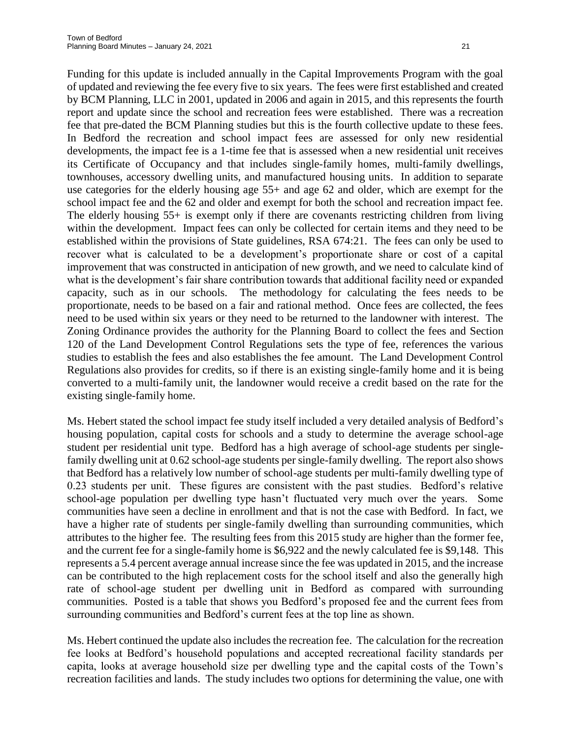Funding for this update is included annually in the Capital Improvements Program with the goal of updated and reviewing the fee every five to six years. The fees were first established and created by BCM Planning, LLC in 2001, updated in 2006 and again in 2015, and this represents the fourth report and update since the school and recreation fees were established. There was a recreation fee that pre-dated the BCM Planning studies but this is the fourth collective update to these fees. In Bedford the recreation and school impact fees are assessed for only new residential developments, the impact fee is a 1-time fee that is assessed when a new residential unit receives its Certificate of Occupancy and that includes single-family homes, multi-family dwellings, townhouses, accessory dwelling units, and manufactured housing units. In addition to separate use categories for the elderly housing age 55+ and age 62 and older, which are exempt for the school impact fee and the 62 and older and exempt for both the school and recreation impact fee. The elderly housing 55+ is exempt only if there are covenants restricting children from living within the development. Impact fees can only be collected for certain items and they need to be established within the provisions of State guidelines, RSA 674:21. The fees can only be used to recover what is calculated to be a development's proportionate share or cost of a capital improvement that was constructed in anticipation of new growth, and we need to calculate kind of what is the development's fair share contribution towards that additional facility need or expanded capacity, such as in our schools. The methodology for calculating the fees needs to be proportionate, needs to be based on a fair and rational method. Once fees are collected, the fees need to be used within six years or they need to be returned to the landowner with interest. The Zoning Ordinance provides the authority for the Planning Board to collect the fees and Section 120 of the Land Development Control Regulations sets the type of fee, references the various studies to establish the fees and also establishes the fee amount. The Land Development Control Regulations also provides for credits, so if there is an existing single-family home and it is being converted to a multi-family unit, the landowner would receive a credit based on the rate for the existing single-family home.

Ms. Hebert stated the school impact fee study itself included a very detailed analysis of Bedford's housing population, capital costs for schools and a study to determine the average school-age student per residential unit type. Bedford has a high average of school-age students per single-family dwelling unit at 0.62 school-age students per single-family dwelling. The report also shows that Bedford has a relatively low number of school-age students per multi-family dwelling type of 0.23 students per unit. These figures are consistent with the past studies. Bedford's relative school-age population per dwelling type hasn't fluctuated very much over the years. Some communities have seen a decline in enrollment and that is not the case with Bedford. In fact, we have a higher rate of students per single-family dwelling than surrounding communities, which attributes to the higher fee. The resulting fees from this 2015 study are higher than the former fee, and the current fee for a single-family home is $6,922 and the newly calculated fee is $9,148. This represents a 5.4 percent average annual increase since the fee was updated in 2015, and the increase can be contributed to the high replacement costs for the school itself and also the generally high rate of school-age student per dwelling unit in Bedford as compared with surrounding communities. Posted is a table that shows you Bedford's proposed fee and the current fees from surrounding communities and Bedford's current fees at the top line as shown.

Ms. Hebert continued the update also includes the recreation fee. The calculation for the recreation fee looks at Bedford's household populations and accepted recreational facility standards per capita, looks at average household size per dwelling type and the capital costs of the Town's recreation facilities and lands. The study includes two options for determining the value, one with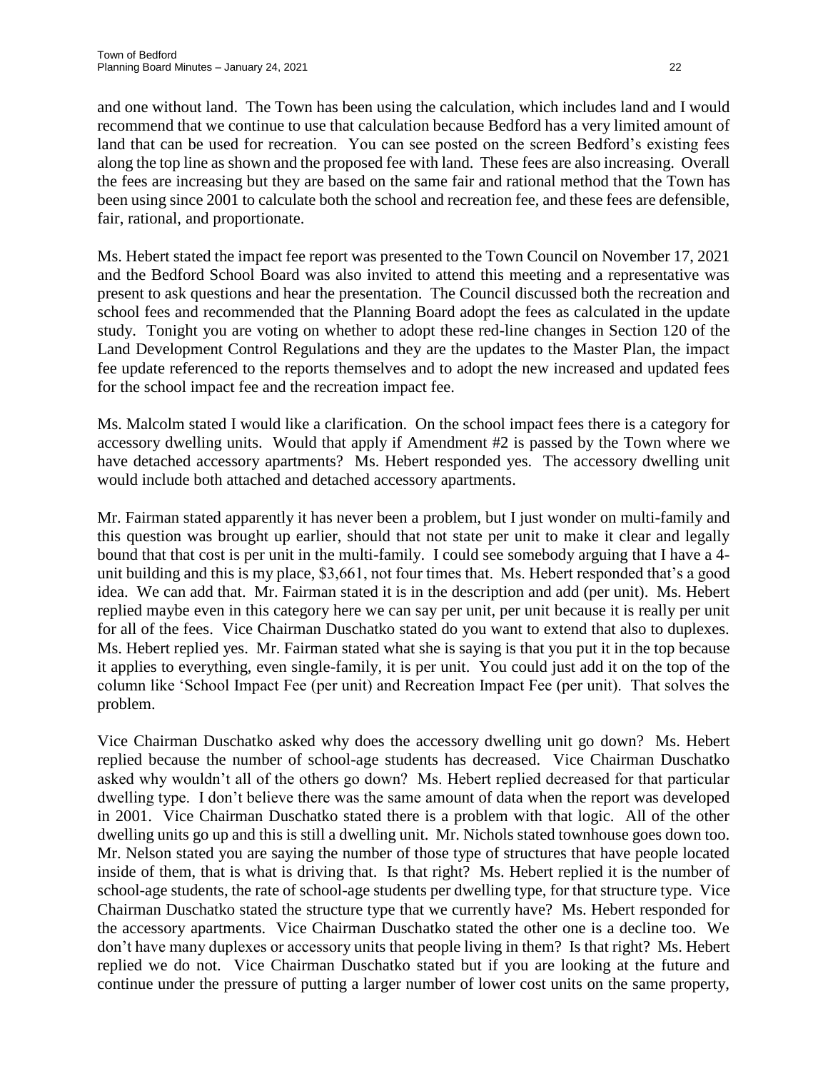and one without land. The Town has been using the calculation, which includes land and I would recommend that we continue to use that calculation because Bedford has a very limited amount of land that can be used for recreation. You can see posted on the screen Bedford's existing fees along the top line as shown and the proposed fee with land. These fees are also increasing. Overall the fees are increasing but they are based on the same fair and rational method that the Town has been using since 2001 to calculate both the school and recreation fee, and these fees are defensible, fair, rational, and proportionate.

Ms. Hebert stated the impact fee report was presented to the Town Council on November 17, 2021 and the Bedford School Board was also invited to attend this meeting and a representative was present to ask questions and hear the presentation. The Council discussed both the recreation and school fees and recommended that the Planning Board adopt the fees as calculated in the update study. Tonight you are voting on whether to adopt these red-line changes in Section 120 of the Land Development Control Regulations and they are the updates to the Master Plan, the impact fee update referenced to the reports themselves and to adopt the new increased and updated fees for the school impact fee and the recreation impact fee.

Ms. Malcolm stated I would like a clarification. On the school impact fees there is a category for accessory dwelling units. Would that apply if Amendment #2 is passed by the Town where we have detached accessory apartments? Ms. Hebert responded yes. The accessory dwelling unit would include both attached and detached accessory apartments.

Mr. Fairman stated apparently it has never been a problem, but I just wonder on multi-family and this question was brought up earlier, should that not state per unit to make it clear and legally bound that that cost is per unit in the multi-family. I could see somebody arguing that I have a 4-unit building and this is my place, $3,661, not four times that. Ms. Hebert responded that's a good idea. We can add that. Mr. Fairman stated it is in the description and add (per unit). Ms. Hebert replied maybe even in this category here we can say per unit, per unit because it is really per unit for all of the fees. Vice Chairman Duschatko stated do you want to extend that also to duplexes. Ms. Hebert replied yes. Mr. Fairman stated what she is saying is that you put it in the top because it applies to everything, even single-family, it is per unit. You could just add it on the top of the column like 'School Impact Fee (per unit) and Recreation Impact Fee (per unit). That solves the problem.

Vice Chairman Duschatko asked why does the accessory dwelling unit go down? Ms. Hebert replied because the number of school-age students has decreased. Vice Chairman Duschatko asked why wouldn't all of the others go down? Ms. Hebert replied decreased for that particular dwelling type. I don't believe there was the same amount of data when the report was developed in 2001. Vice Chairman Duschatko stated there is a problem with that logic. All of the other dwelling units go up and this is still a dwelling unit. Mr. Nichols stated townhouse goes down too. Mr. Nelson stated you are saying the number of those type of structures that have people located inside of them, that is what is driving that. Is that right? Ms. Hebert replied it is the number of school-age students, the rate of school-age students per dwelling type, for that structure type. Vice Chairman Duschatko stated the structure type that we currently have? Ms. Hebert responded for the accessory apartments. Vice Chairman Duschatko stated the other one is a decline too. We don't have many duplexes or accessory units that people living in them? Is that right? Ms. Hebert replied we do not. Vice Chairman Duschatko stated but if you are looking at the future and continue under the pressure of putting a larger number of lower cost units on the same property,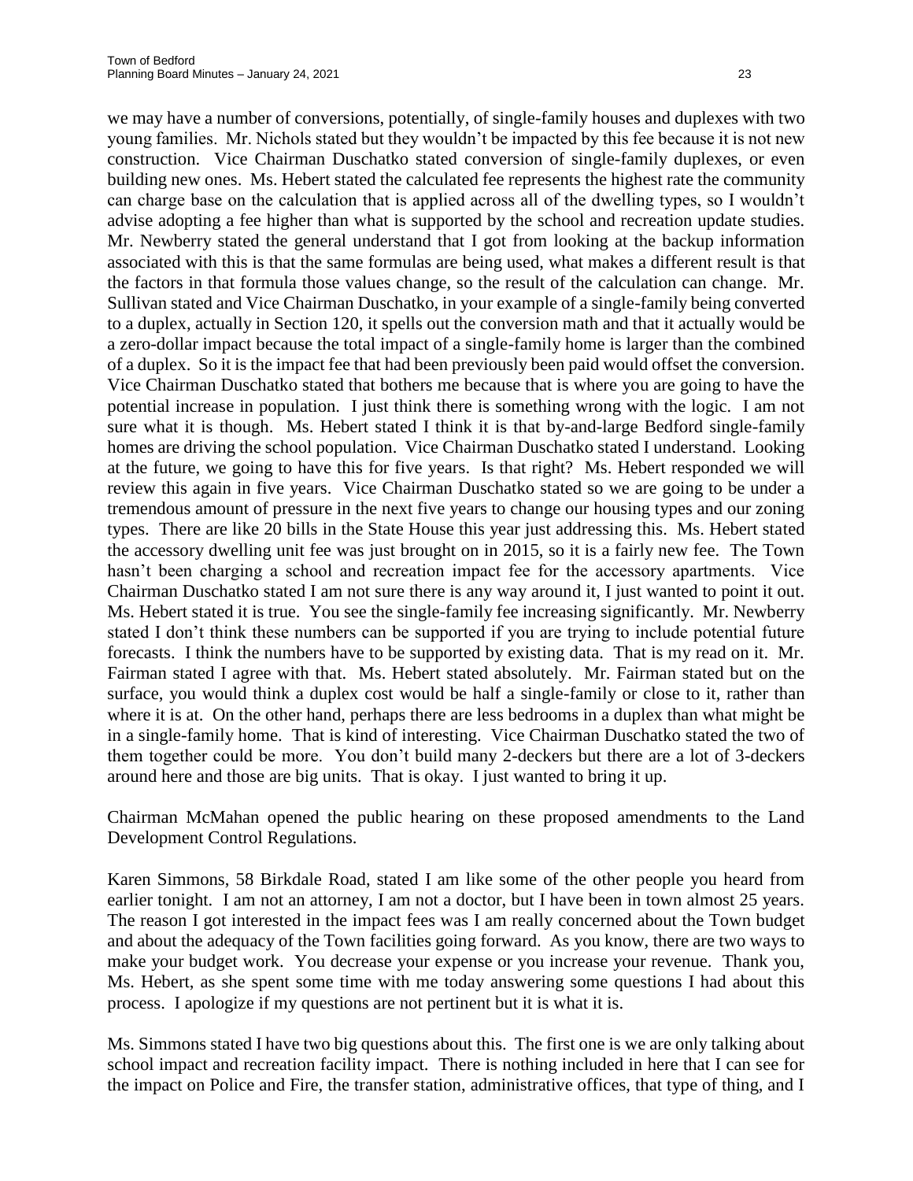we may have a number of conversions, potentially, of single-family houses and duplexes with two young families. Mr. Nichols stated but they wouldn't be impacted by this fee because it is not new construction. Vice Chairman Duschatko stated conversion of single-family duplexes, or even building new ones. Ms. Hebert stated the calculated fee represents the highest rate the community can charge base on the calculation that is applied across all of the dwelling types, so I wouldn't advise adopting a fee higher than what is supported by the school and recreation update studies. Mr. Newberry stated the general understand that I got from looking at the backup information associated with this is that the same formulas are being used, what makes a different result is that the factors in that formula those values change, so the result of the calculation can change. Mr. Sullivan stated and Vice Chairman Duschatko, in your example of a single-family being converted to a duplex, actually in Section 120, it spells out the conversion math and that it actually would be a zero-dollar impact because the total impact of a single-family home is larger than the combined of a duplex. So it is the impact fee that had been previously been paid would offset the conversion. Vice Chairman Duschatko stated that bothers me because that is where you are going to have the potential increase in population. I just think there is something wrong with the logic. I am not sure what it is though. Ms. Hebert stated I think it is that by-and-large Bedford single-family homes are driving the school population. Vice Chairman Duschatko stated I understand. Looking at the future, we going to have this for five years. Is that right? Ms. Hebert responded we will review this again in five years. Vice Chairman Duschatko stated so we are going to be under a tremendous amount of pressure in the next five years to change our housing types and our zoning types. There are like 20 bills in the State House this year just addressing this. Ms. Hebert stated the accessory dwelling unit fee was just brought on in 2015, so it is a fairly new fee. The Town hasn't been charging a school and recreation impact fee for the accessory apartments. Vice Chairman Duschatko stated I am not sure there is any way around it, I just wanted to point it out. Ms. Hebert stated it is true. You see the single-family fee increasing significantly. Mr. Newberry stated I don't think these numbers can be supported if you are trying to include potential future forecasts. I think the numbers have to be supported by existing data. That is my read on it. Mr. Fairman stated I agree with that. Ms. Hebert stated absolutely. Mr. Fairman stated but on the surface, you would think a duplex cost would be half a single-family or close to it, rather than where it is at. On the other hand, perhaps there are less bedrooms in a duplex than what might be in a single-family home. That is kind of interesting. Vice Chairman Duschatko stated the two of them together could be more. You don't build many 2-deckers but there are a lot of 3-deckers around here and those are big units. That is okay. I just wanted to bring it up.

Chairman McMahan opened the public hearing on these proposed amendments to the Land Development Control Regulations.

Karen Simmons, 58 Birkdale Road, stated I am like some of the other people you heard from earlier tonight. I am not an attorney, I am not a doctor, but I have been in town almost 25 years. The reason I got interested in the impact fees was I am really concerned about the Town budget and about the adequacy of the Town facilities going forward. As you know, there are two ways to make your budget work. You decrease your expense or you increase your revenue. Thank you, Ms. Hebert, as she spent some time with me today answering some questions I had about this process. I apologize if my questions are not pertinent but it is what it is.

Ms. Simmons stated I have two big questions about this. The first one is we are only talking about school impact and recreation facility impact. There is nothing included in here that I can see for the impact on Police and Fire, the transfer station, administrative offices, that type of thing, and I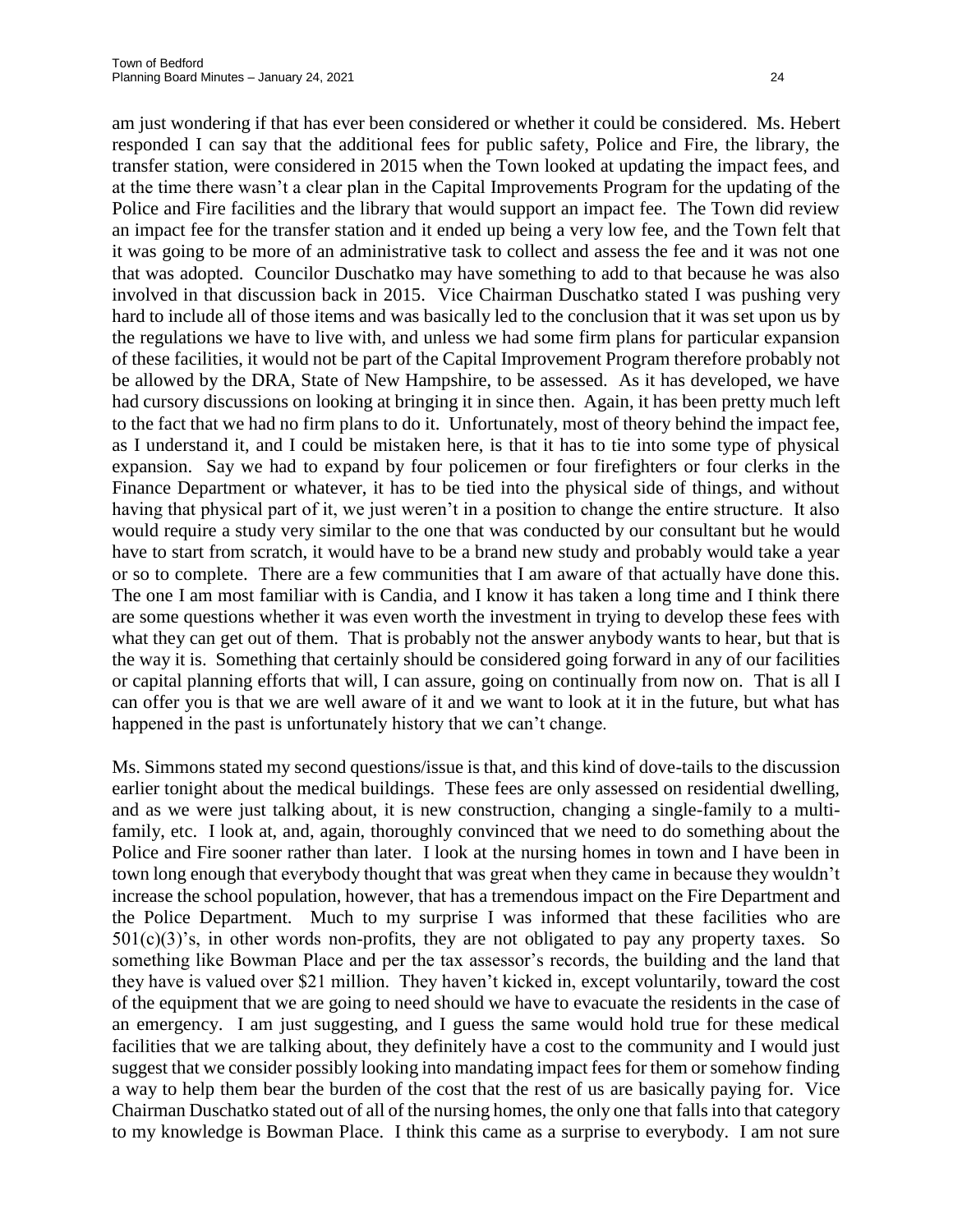am just wondering if that has ever been considered or whether it could be considered. Ms. Hebert responded I can say that the additional fees for public safety, Police and Fire, the library, the transfer station, were considered in 2015 when the Town looked at updating the impact fees, and at the time there wasn't a clear plan in the Capital Improvements Program for the updating of the Police and Fire facilities and the library that would support an impact fee. The Town did review an impact fee for the transfer station and it ended up being a very low fee, and the Town felt that it was going to be more of an administrative task to collect and assess the fee and it was not one that was adopted. Councilor Duschatko may have something to add to that because he was also involved in that discussion back in 2015. Vice Chairman Duschatko stated I was pushing very hard to include all of those items and was basically led to the conclusion that it was set upon us by the regulations we have to live with, and unless we had some firm plans for particular expansion of these facilities, it would not be part of the Capital Improvement Program therefore probably not be allowed by the DRA, State of New Hampshire, to be assessed. As it has developed, we have had cursory discussions on looking at bringing it in since then. Again, it has been pretty much left to the fact that we had no firm plans to do it. Unfortunately, most of theory behind the impact fee, as I understand it, and I could be mistaken here, is that it has to tie into some type of physical expansion. Say we had to expand by four policemen or four firefighters or four clerks in the Finance Department or whatever, it has to be tied into the physical side of things, and without having that physical part of it, we just weren't in a position to change the entire structure. It also would require a study very similar to the one that was conducted by our consultant but he would have to start from scratch, it would have to be a brand new study and probably would take a year or so to complete. There are a few communities that I am aware of that actually have done this. The one I am most familiar with is Candia, and I know it has taken a long time and I think there are some questions whether it was even worth the investment in trying to develop these fees with what they can get out of them. That is probably not the answer anybody wants to hear, but that is the way it is. Something that certainly should be considered going forward in any of our facilities or capital planning efforts that will, I can assure, going on continually from now on. That is all I can offer you is that we are well aware of it and we want to look at it in the future, but what has happened in the past is unfortunately history that we can't change.

Ms. Simmons stated my second questions/issue is that, and this kind of dove-tails to the discussion earlier tonight about the medical buildings. These fees are only assessed on residential dwelling, and as we were just talking about, it is new construction, changing a single-family to a multi-family, etc. I look at, and, again, thoroughly convinced that we need to do something about the Police and Fire sooner rather than later. I look at the nursing homes in town and I have been in town long enough that everybody thought that was great when they came in because they wouldn't increase the school population, however, that has a tremendous impact on the Fire Department and the Police Department. Much to my surprise I was informed that these facilities who are 501(c)(3)'s, in other words non-profits, they are not obligated to pay any property taxes. So something like Bowman Place and per the tax assessor's records, the building and the land that they have is valued over $21 million. They haven't kicked in, except voluntarily, toward the cost of the equipment that we are going to need should we have to evacuate the residents in the case of an emergency. I am just suggesting, and I guess the same would hold true for these medical facilities that we are talking about, they definitely have a cost to the community and I would just suggest that we consider possibly looking into mandating impact fees for them or somehow finding a way to help them bear the burden of the cost that the rest of us are basically paying for. Vice Chairman Duschatko stated out of all of the nursing homes, the only one that falls into that category to my knowledge is Bowman Place. I think this came as a surprise to everybody. I am not sure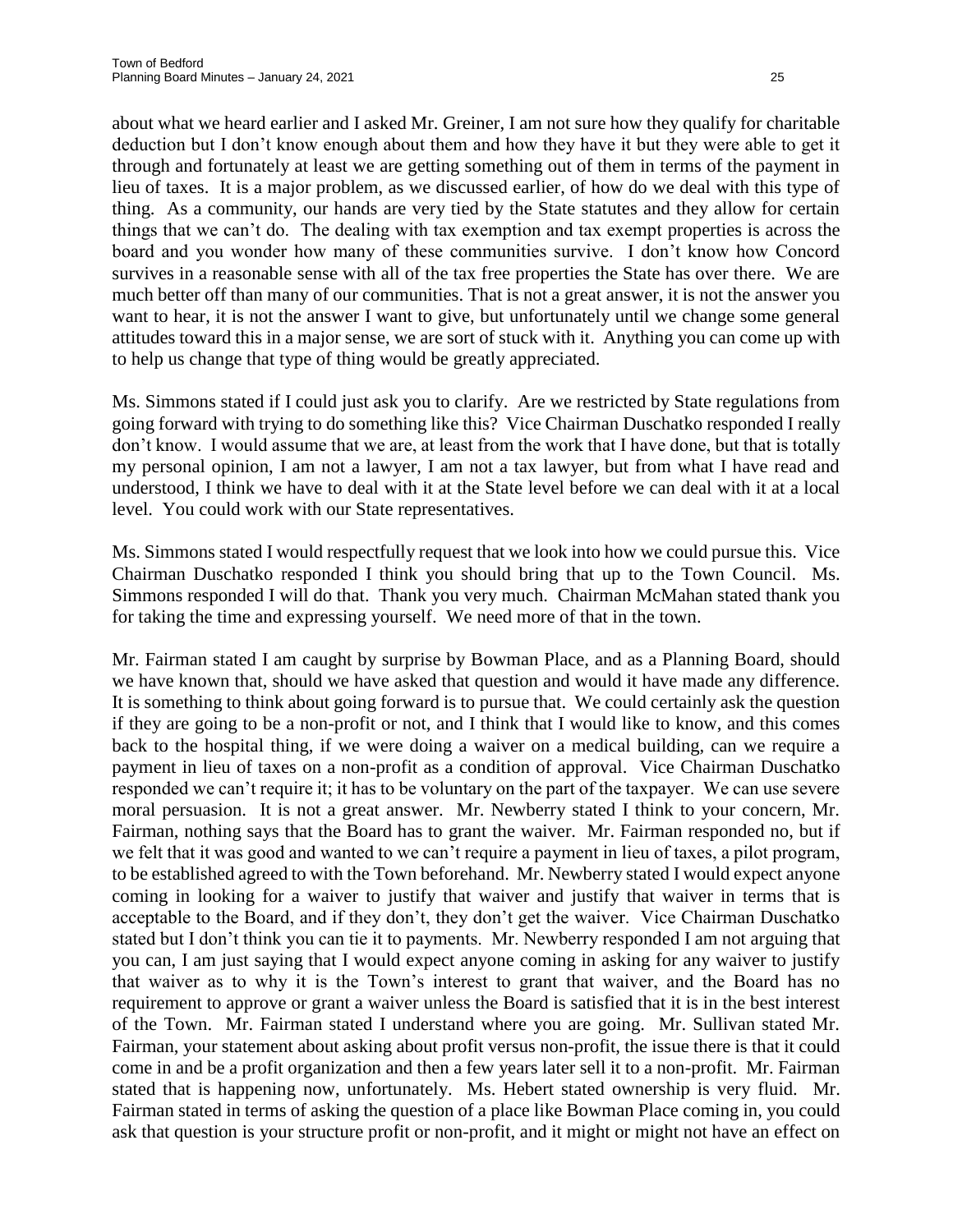about what we heard earlier and I asked Mr. Greiner, I am not sure how they qualify for charitable deduction but I don't know enough about them and how they have it but they were able to get it through and fortunately at least we are getting something out of them in terms of the payment in lieu of taxes. It is a major problem, as we discussed earlier, of how do we deal with this type of thing. As a community, our hands are very tied by the State statutes and they allow for certain things that we can't do. The dealing with tax exemption and tax exempt properties is across the board and you wonder how many of these communities survive. I don't know how Concord survives in a reasonable sense with all of the tax free properties the State has over there. We are much better off than many of our communities. That is not a great answer, it is not the answer you want to hear, it is not the answer I want to give, but unfortunately until we change some general attitudes toward this in a major sense, we are sort of stuck with it. Anything you can come up with to help us change that type of thing would be greatly appreciated.

Ms. Simmons stated if I could just ask you to clarify. Are we restricted by State regulations from going forward with trying to do something like this? Vice Chairman Duschatko responded I really don't know. I would assume that we are, at least from the work that I have done, but that is totally my personal opinion, I am not a lawyer, I am not a tax lawyer, but from what I have read and understood, I think we have to deal with it at the State level before we can deal with it at a local level. You could work with our State representatives.

Ms. Simmons stated I would respectfully request that we look into how we could pursue this. Vice Chairman Duschatko responded I think you should bring that up to the Town Council. Ms. Simmons responded I will do that. Thank you very much. Chairman McMahan stated thank you for taking the time and expressing yourself. We need more of that in the town.

Mr. Fairman stated I am caught by surprise by Bowman Place, and as a Planning Board, should we have known that, should we have asked that question and would it have made any difference. It is something to think about going forward is to pursue that. We could certainly ask the question if they are going to be a non-profit or not, and I think that I would like to know, and this comes back to the hospital thing, if we were doing a waiver on a medical building, can we require a payment in lieu of taxes on a non-profit as a condition of approval. Vice Chairman Duschatko responded we can't require it; it has to be voluntary on the part of the taxpayer. We can use severe moral persuasion. It is not a great answer. Mr. Newberry stated I think to your concern, Mr. Fairman, nothing says that the Board has to grant the waiver. Mr. Fairman responded no, but if we felt that it was good and wanted to we can't require a payment in lieu of taxes, a pilot program, to be established agreed to with the Town beforehand. Mr. Newberry stated I would expect anyone coming in looking for a waiver to justify that waiver and justify that waiver in terms that is acceptable to the Board, and if they don't, they don't get the waiver. Vice Chairman Duschatko stated but I don't think you can tie it to payments. Mr. Newberry responded I am not arguing that you can, I am just saying that I would expect anyone coming in asking for any waiver to justify that waiver as to why it is the Town's interest to grant that waiver, and the Board has no requirement to approve or grant a waiver unless the Board is satisfied that it is in the best interest of the Town. Mr. Fairman stated I understand where you are going. Mr. Sullivan stated Mr. Fairman, your statement about asking about profit versus non-profit, the issue there is that it could come in and be a profit organization and then a few years later sell it to a non-profit. Mr. Fairman stated that is happening now, unfortunately. Ms. Hebert stated ownership is very fluid. Mr. Fairman stated in terms of asking the question of a place like Bowman Place coming in, you could ask that question is your structure profit or non-profit, and it might or might not have an effect on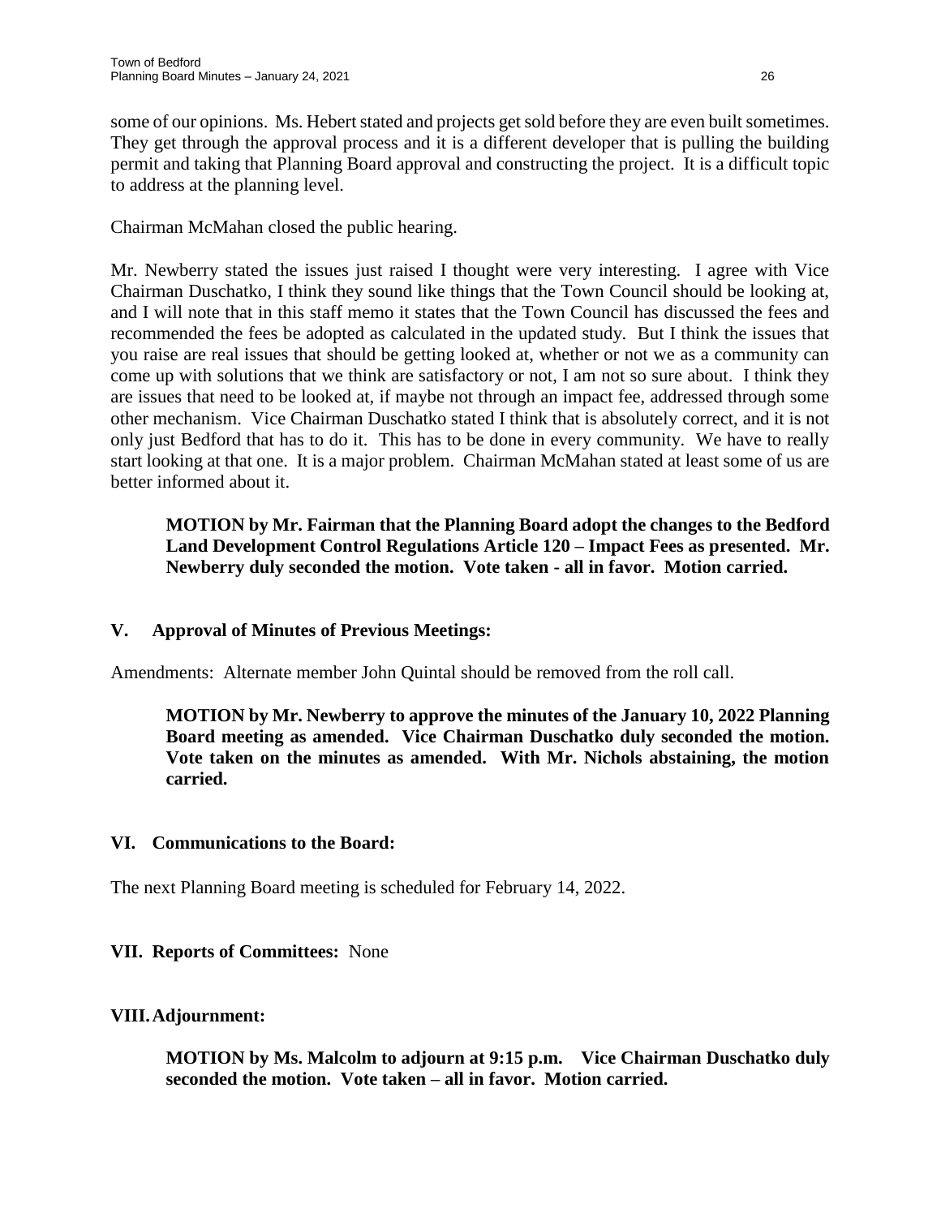some of our opinions. Ms. Hebert stated and projects get sold before they are even built sometimes. They get through the approval process and it is a different developer that is pulling the building permit and taking that Planning Board approval and constructing the project. It is a difficult topic to address at the planning level.

Chairman McMahan closed the public hearing.

Mr. Newberry stated the issues just raised I thought were very interesting. I agree with Vice Chairman Duschatko, I think they sound like things that the Town Council should be looking at, and I will note that in this staff memo it states that the Town Council has discussed the fees and recommended the fees be adopted as calculated in the updated study. But I think the issues that you raise are real issues that should be getting looked at, whether or not we as a community can come up with solutions that we think are satisfactory or not, I am not so sure about. I think they are issues that need to be looked at, if maybe not through an impact fee, addressed through some other mechanism. Vice Chairman Duschatko stated I think that is absolutely correct, and it is not only just Bedford that has to do it. This has to be done in every community. We have to really start looking at that one. It is a major problem. Chairman McMahan stated at least some of us are better informed about it.

> **MOTION by Mr. Fairman that the Planning Board adopt the changes to the Bedford Land Development Control Regulations Article 120 – Impact Fees as presented. Mr. Newberry duly seconded the motion. Vote taken - all in favor. Motion carried.**

## V. Approval of Minutes of Previous Meetings:

Amendments: Alternate member John Quintal should be removed from the roll call.

> **MOTION by Mr. Newberry to approve the minutes of the January 10, 2022 Planning Board meeting as amended. Vice Chairman Duschatko duly seconded the motion. Vote taken on the minutes as amended. With Mr. Nichols abstaining, the motion carried.**

## VI. Communications to the Board:

The next Planning Board meeting is scheduled for February 14, 2022.

## VII. Reports of Committees: None

## VIII. Adjournment:

> **MOTION by Ms. Malcolm to adjourn at 9:15 p.m. Vice Chairman Duschatko duly seconded the motion. Vote taken – all in favor. Motion carried.**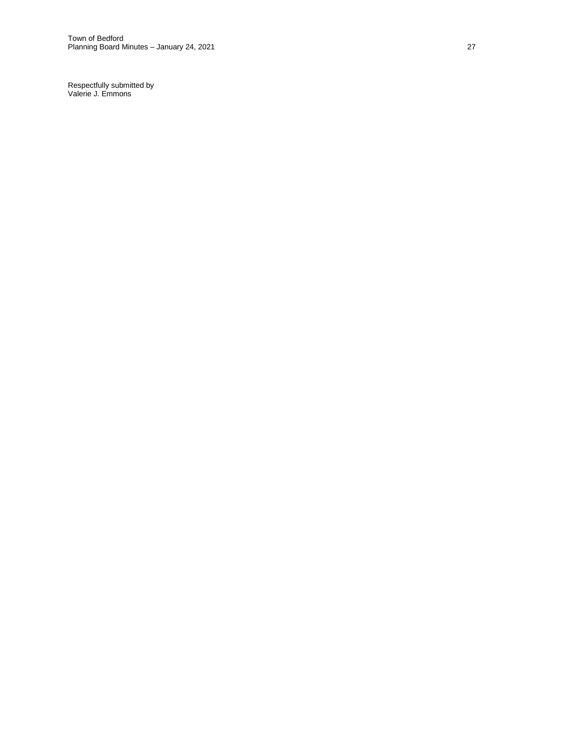Respectfully submitted by
Valerie J. Emmons